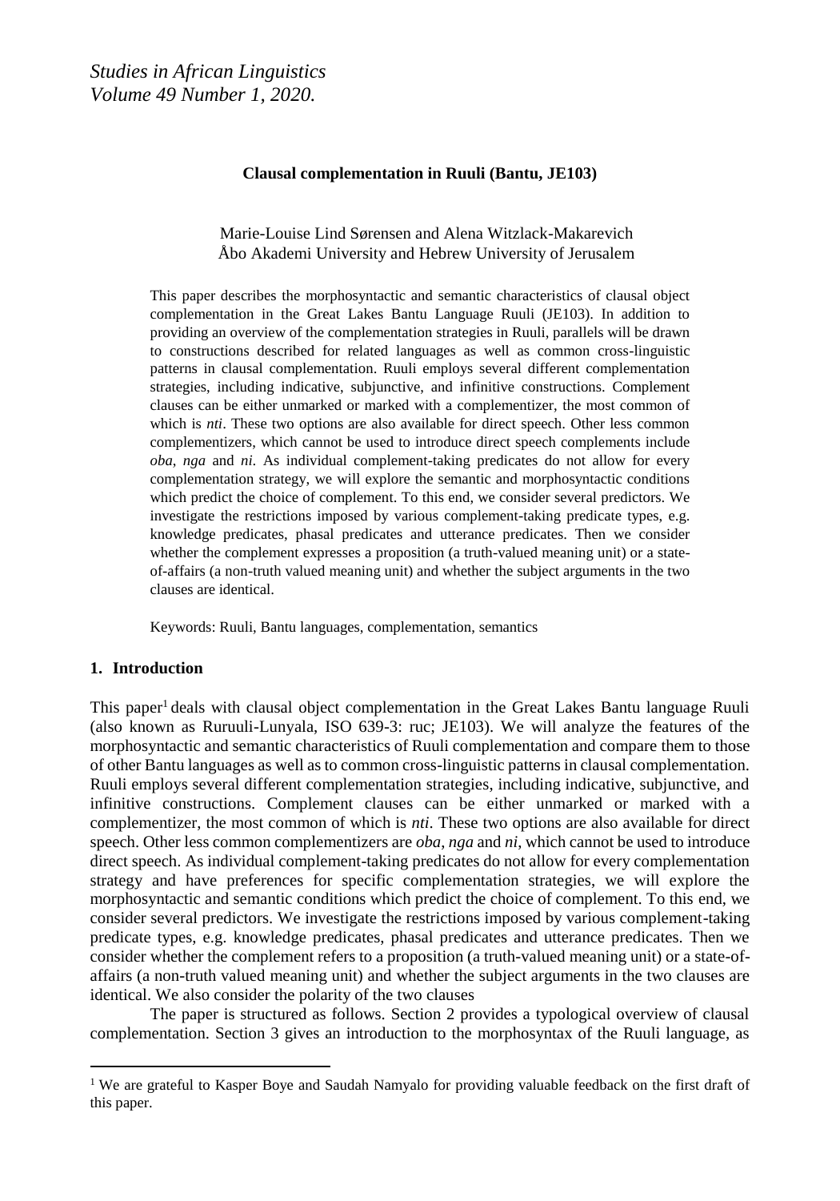*Studies in African Linguistics*
*Volume 49 Number 1, 2020.*

# Clausal complementation in Ruuli (Bantu, JE103)

Marie-Louise Lind Sørensen and Alena Witzlack-Makarevich
Åbo Akademi University and Hebrew University of Jerusalem

> This paper describes the morphosyntactic and semantic characteristics of clausal object complementation in the Great Lakes Bantu Language Ruuli (JE103). In addition to providing an overview of the complementation strategies in Ruuli, parallels will be drawn to constructions described for related languages as well as common cross-linguistic patterns in clausal complementation. Ruuli employs several different complementation strategies, including indicative, subjunctive, and infinitive constructions. Complement clauses can be either unmarked or marked with a complementizer, the most common of which is *nti*. These two options are also available for direct speech. Other less common complementizers, which cannot be used to introduce direct speech complements include *oba*, *nga* and *ni*. As individual complement-taking predicates do not allow for every complementation strategy, we will explore the semantic and morphosyntactic conditions which predict the choice of complement. To this end, we consider several predictors. We investigate the restrictions imposed by various complement-taking predicate types, e.g. knowledge predicates, phasal predicates and utterance predicates. Then we consider whether the complement expresses a proposition (a truth-valued meaning unit) or a state-of-affairs (a non-truth valued meaning unit) and whether the subject arguments in the two clauses are identical.
>
> Keywords: Ruuli, Bantu languages, complementation, semantics

## 1. Introduction

This paper[1] deals with clausal object complementation in the Great Lakes Bantu language Ruuli (also known as Ruruuli-Lunyala, ISO 639-3: ruc; JE103). We will analyze the features of the morphosyntactic and semantic characteristics of Ruuli complementation and compare them to those of other Bantu languages as well as to common cross-linguistic patterns in clausal complementation. Ruuli employs several different complementation strategies, including indicative, subjunctive, and infinitive constructions. Complement clauses can be either unmarked or marked with a complementizer, the most common of which is *nti*. These two options are also available for direct speech. Other less common complementizers are *oba*, *nga* and *ni*, which cannot be used to introduce direct speech. As individual complement-taking predicates do not allow for every complementation strategy and have preferences for specific complementation strategies, we will explore the morphosyntactic and semantic conditions which predict the choice of complement. To this end, we consider several predictors. We investigate the restrictions imposed by various complement-taking predicate types, e.g. knowledge predicates, phasal predicates and utterance predicates. Then we consider whether the complement refers to a proposition (a truth-valued meaning unit) or a state-of-affairs (a non-truth valued meaning unit) and whether the subject arguments in the two clauses are identical. We also consider the polarity of the two clauses

The paper is structured as follows. Section 2 provides a typological overview of clausal complementation. Section 3 gives an introduction to the morphosyntax of the Ruuli language, as

[1] We are grateful to Kasper Boye and Saudah Namyalo for providing valuable feedback on the first draft of this paper.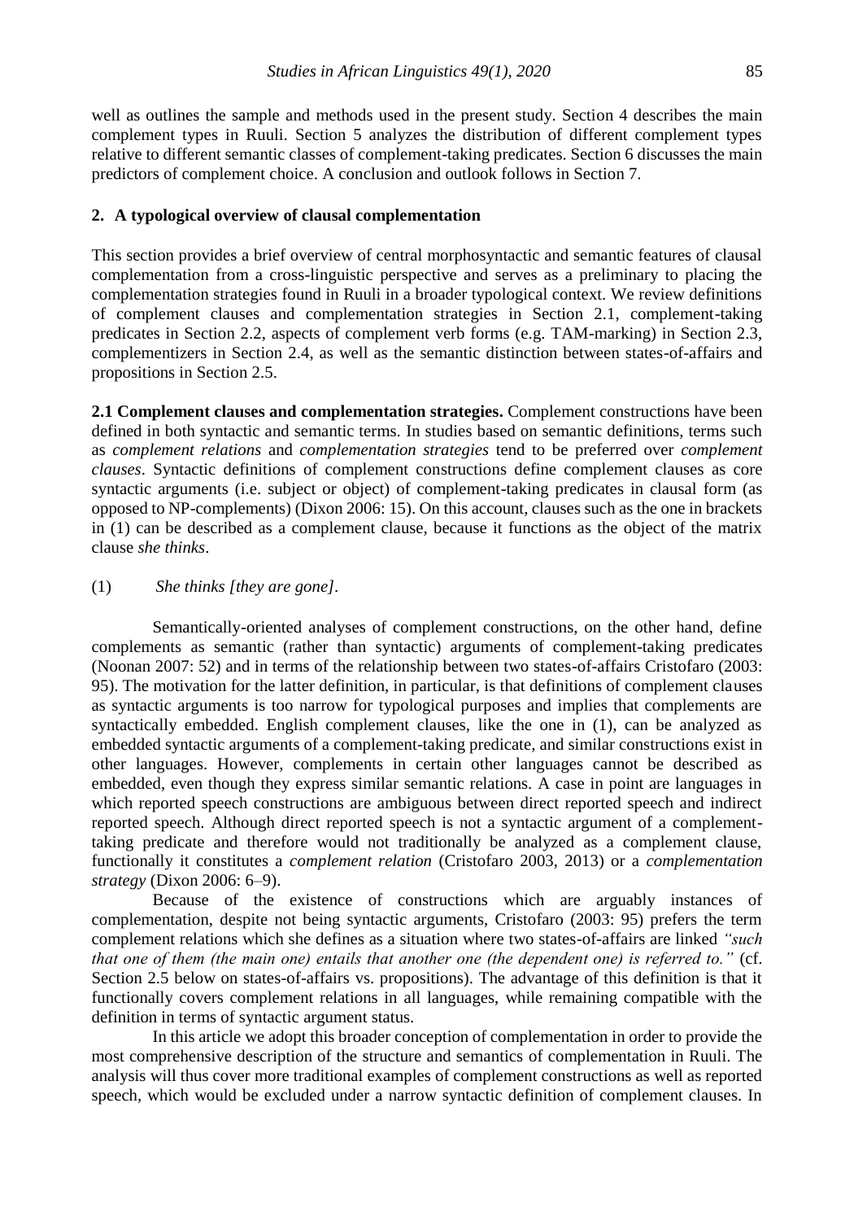well as outlines the sample and methods used in the present study. Section 4 describes the main complement types in Ruuli. Section 5 analyzes the distribution of different complement types relative to different semantic classes of complement-taking predicates. Section 6 discusses the main predictors of complement choice. A conclusion and outlook follows in Section 7.

## 2. A typological overview of clausal complementation

This section provides a brief overview of central morphosyntactic and semantic features of clausal complementation from a cross-linguistic perspective and serves as a preliminary to placing the complementation strategies found in Ruuli in a broader typological context. We review definitions of complement clauses and complementation strategies in Section 2.1, complement-taking predicates in Section 2.2, aspects of complement verb forms (e.g. TAM-marking) in Section 2.3, complementizers in Section 2.4, as well as the semantic distinction between states-of-affairs and propositions in Section 2.5.

**2.1 Complement clauses and complementation strategies.** Complement constructions have been defined in both syntactic and semantic terms. In studies based on semantic definitions, terms such as *complement relations* and *complementation strategies* tend to be preferred over *complement clauses*. Syntactic definitions of complement constructions define complement clauses as core syntactic arguments (i.e. subject or object) of complement-taking predicates in clausal form (as opposed to NP-complements) (Dixon 2006: 15). On this account, clauses such as the one in brackets in (1) can be described as a complement clause, because it functions as the object of the matrix clause *she thinks*.

(1) *She thinks [they are gone]*.

Semantically-oriented analyses of complement constructions, on the other hand, define complements as semantic (rather than syntactic) arguments of complement-taking predicates (Noonan 2007: 52) and in terms of the relationship between two states-of-affairs Cristofaro (2003: 95). The motivation for the latter definition, in particular, is that definitions of complement clauses as syntactic arguments is too narrow for typological purposes and implies that complements are syntactically embedded. English complement clauses, like the one in (1), can be analyzed as embedded syntactic arguments of a complement-taking predicate, and similar constructions exist in other languages. However, complements in certain other languages cannot be described as embedded, even though they express similar semantic relations. A case in point are languages in which reported speech constructions are ambiguous between direct reported speech and indirect reported speech. Although direct reported speech is not a syntactic argument of a complement-taking predicate and therefore would not traditionally be analyzed as a complement clause, functionally it constitutes a *complement relation* (Cristofaro 2003, 2013) or a *complementation strategy* (Dixon 2006: 6–9).

Because of the existence of constructions which are arguably instances of complementation, despite not being syntactic arguments, Cristofaro (2003: 95) prefers the term complement relations which she defines as a situation where two states-of-affairs are linked *"such that one of them (the main one) entails that another one (the dependent one) is referred to."* (cf. Section 2.5 below on states-of-affairs vs. propositions). The advantage of this definition is that it functionally covers complement relations in all languages, while remaining compatible with the definition in terms of syntactic argument status.

In this article we adopt this broader conception of complementation in order to provide the most comprehensive description of the structure and semantics of complementation in Ruuli. The analysis will thus cover more traditional examples of complement constructions as well as reported speech, which would be excluded under a narrow syntactic definition of complement clauses. In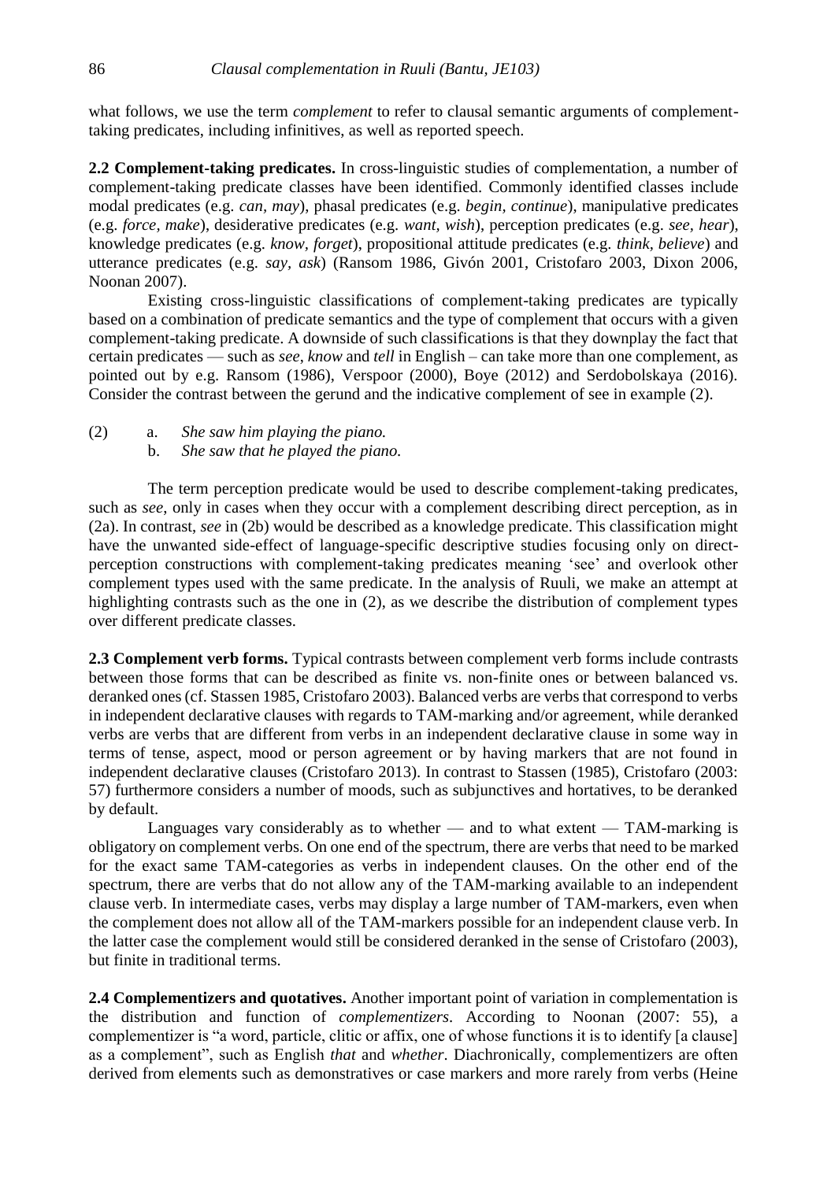what follows, we use the term *complement* to refer to clausal semantic arguments of complement-taking predicates, including infinitives, as well as reported speech.

**2.2 Complement-taking predicates.** In cross-linguistic studies of complementation, a number of complement-taking predicate classes have been identified. Commonly identified classes include modal predicates (e.g. *can*, *may*), phasal predicates (e.g. *begin*, *continue*), manipulative predicates (e.g. *force*, *make*), desiderative predicates (e.g. *want*, *wish*), perception predicates (e.g. *see*, *hear*), knowledge predicates (e.g. *know*, *forget*), propositional attitude predicates (e.g. *think*, *believe*) and utterance predicates (e.g. *say*, *ask*) (Ransom 1986, Givón 2001, Cristofaro 2003, Dixon 2006, Noonan 2007).

Existing cross-linguistic classifications of complement-taking predicates are typically based on a combination of predicate semantics and the type of complement that occurs with a given complement-taking predicate. A downside of such classifications is that they downplay the fact that certain predicates — such as *see*, *know* and *tell* in English – can take more than one complement, as pointed out by e.g. Ransom (1986), Verspoor (2000), Boye (2012) and Serdobolskaya (2016). Consider the contrast between the gerund and the indicative complement of see in example (2).

(2) a. *She saw him playing the piano.*
 b. *She saw that he played the piano.*

The term perception predicate would be used to describe complement-taking predicates, such as *see*, only in cases when they occur with a complement describing direct perception, as in (2a). In contrast, *see* in (2b) would be described as a knowledge predicate. This classification might have the unwanted side-effect of language-specific descriptive studies focusing only on direct-perception constructions with complement-taking predicates meaning 'see' and overlook other complement types used with the same predicate. In the analysis of Ruuli, we make an attempt at highlighting contrasts such as the one in (2), as we describe the distribution of complement types over different predicate classes.

**2.3 Complement verb forms.** Typical contrasts between complement verb forms include contrasts between those forms that can be described as finite vs. non-finite ones or between balanced vs. deranked ones (cf. Stassen 1985, Cristofaro 2003). Balanced verbs are verbs that correspond to verbs in independent declarative clauses with regards to TAM-marking and/or agreement, while deranked verbs are verbs that are different from verbs in an independent declarative clause in some way in terms of tense, aspect, mood or person agreement or by having markers that are not found in independent declarative clauses (Cristofaro 2013). In contrast to Stassen (1985), Cristofaro (2003: 57) furthermore considers a number of moods, such as subjunctives and hortatives, to be deranked by default.

Languages vary considerably as to whether — and to what extent — TAM-marking is obligatory on complement verbs. On one end of the spectrum, there are verbs that need to be marked for the exact same TAM-categories as verbs in independent clauses. On the other end of the spectrum, there are verbs that do not allow any of the TAM-marking available to an independent clause verb. In intermediate cases, verbs may display a large number of TAM-markers, even when the complement does not allow all of the TAM-markers possible for an independent clause verb. In the latter case the complement would still be considered deranked in the sense of Cristofaro (2003), but finite in traditional terms.

**2.4 Complementizers and quotatives.** Another important point of variation in complementation is the distribution and function of *complementizers*. According to Noonan (2007: 55), a complementizer is "a word, particle, clitic or affix, one of whose functions it is to identify [a clause] as a complement", such as English *that* and *whether*. Diachronically, complementizers are often derived from elements such as demonstratives or case markers and more rarely from verbs (Heine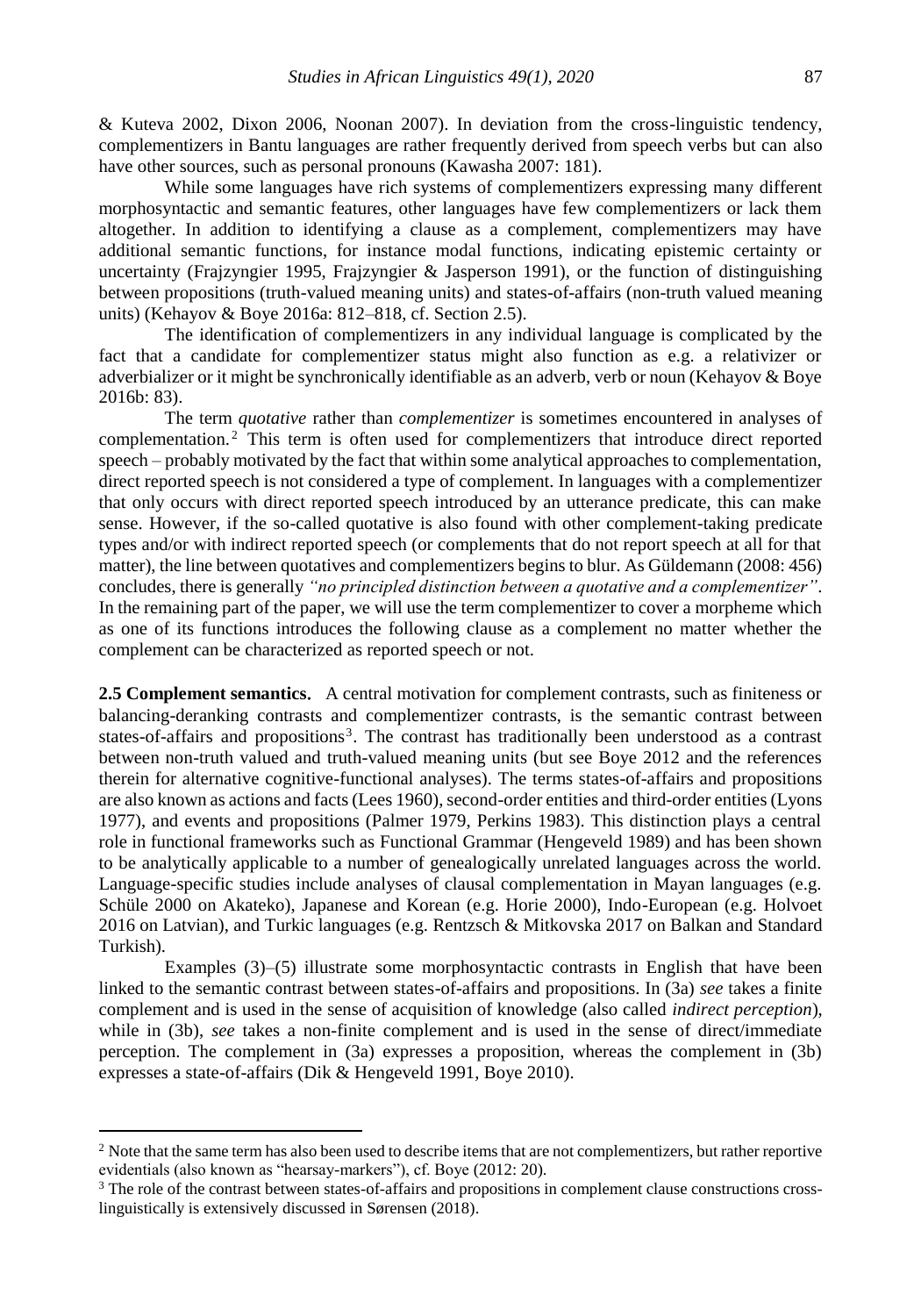& Kuteva 2002, Dixon 2006, Noonan 2007). In deviation from the cross-linguistic tendency, complementizers in Bantu languages are rather frequently derived from speech verbs but can also have other sources, such as personal pronouns (Kawasha 2007: 181).

While some languages have rich systems of complementizers expressing many different morphosyntactic and semantic features, other languages have few complementizers or lack them altogether. In addition to identifying a clause as a complement, complementizers may have additional semantic functions, for instance modal functions, indicating epistemic certainty or uncertainty (Frajzyngier 1995, Frajzyngier & Jasperson 1991), or the function of distinguishing between propositions (truth-valued meaning units) and states-of-affairs (non-truth valued meaning units) (Kehayov & Boye 2016a: 812–818, cf. Section 2.5).

The identification of complementizers in any individual language is complicated by the fact that a candidate for complementizer status might also function as e.g. a relativizer or adverbializer or it might be synchronically identifiable as an adverb, verb or noun (Kehayov & Boye 2016b: 83).

The term *quotative* rather than *complementizer* is sometimes encountered in analyses of complementation.[2] This term is often used for complementizers that introduce direct reported speech – probably motivated by the fact that within some analytical approaches to complementation, direct reported speech is not considered a type of complement. In languages with a complementizer that only occurs with direct reported speech introduced by an utterance predicate, this can make sense. However, if the so-called quotative is also found with other complement-taking predicate types and/or with indirect reported speech (or complements that do not report speech at all for that matter), the line between quotatives and complementizers begins to blur. As Güldemann (2008: 456) concludes, there is generally *"no principled distinction between a quotative and a complementizer"*. In the remaining part of the paper, we will use the term complementizer to cover a morpheme which as one of its functions introduces the following clause as a complement no matter whether the complement can be characterized as reported speech or not.

**2.5 Complement semantics.** A central motivation for complement contrasts, such as finiteness or balancing-deranking contrasts and complementizer contrasts, is the semantic contrast between states-of-affairs and propositions[3]. The contrast has traditionally been understood as a contrast between non-truth valued and truth-valued meaning units (but see Boye 2012 and the references therein for alternative cognitive-functional analyses). The terms states-of-affairs and propositions are also known as actions and facts (Lees 1960), second-order entities and third-order entities (Lyons 1977), and events and propositions (Palmer 1979, Perkins 1983). This distinction plays a central role in functional frameworks such as Functional Grammar (Hengeveld 1989) and has been shown to be analytically applicable to a number of genealogically unrelated languages across the world. Language-specific studies include analyses of clausal complementation in Mayan languages (e.g. Schüle 2000 on Akateko), Japanese and Korean (e.g. Horie 2000), Indo-European (e.g. Holvoet 2016 on Latvian), and Turkic languages (e.g. Rentzsch & Mitkovska 2017 on Balkan and Standard Turkish).

Examples (3)–(5) illustrate some morphosyntactic contrasts in English that have been linked to the semantic contrast between states-of-affairs and propositions. In (3a) *see* takes a finite complement and is used in the sense of acquisition of knowledge (also called *indirect perception*), while in (3b), *see* takes a non-finite complement and is used in the sense of direct/immediate perception. The complement in (3a) expresses a proposition, whereas the complement in (3b) expresses a state-of-affairs (Dik & Hengeveld 1991, Boye 2010).

---

[2] Note that the same term has also been used to describe items that are not complementizers, but rather reportive evidentials (also known as "hearsay-markers"), cf. Boye (2012: 20).

[3] The role of the contrast between states-of-affairs and propositions in complement clause constructions cross-linguistically is extensively discussed in Sørensen (2018).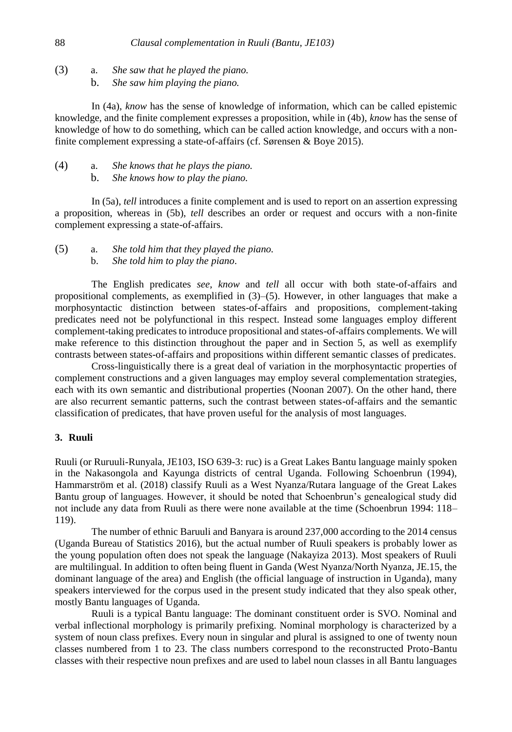(3) a. *She saw that he played the piano.*
    b. *She saw him playing the piano.*

In (4a), *know* has the sense of knowledge of information, which can be called epistemic knowledge, and the finite complement expresses a proposition, while in (4b), *know* has the sense of knowledge of how to do something, which can be called action knowledge, and occurs with a non-finite complement expressing a state-of-affairs (cf. Sørensen & Boye 2015).

(4) a. *She knows that he plays the piano.*
    b. *She knows how to play the piano.*

In (5a), *tell* introduces a finite complement and is used to report on an assertion expressing a proposition, whereas in (5b), *tell* describes an order or request and occurs with a non-finite complement expressing a state-of-affairs.

(5) a. *She told him that they played the piano.*
    b. *She told him to play the piano*.

The English predicates *see*, *know* and *tell* all occur with both state-of-affairs and propositional complements, as exemplified in (3)–(5). However, in other languages that make a morphosyntactic distinction between states-of-affairs and propositions, complement-taking predicates need not be polyfunctional in this respect. Instead some languages employ different complement-taking predicates to introduce propositional and states-of-affairs complements. We will make reference to this distinction throughout the paper and in Section 5, as well as exemplify contrasts between states-of-affairs and propositions within different semantic classes of predicates.

Cross-linguistically there is a great deal of variation in the morphosyntactic properties of complement constructions and a given languages may employ several complementation strategies, each with its own semantic and distributional properties (Noonan 2007). On the other hand, there are also recurrent semantic patterns, such the contrast between states-of-affairs and the semantic classification of predicates, that have proven useful for the analysis of most languages.

## 3. Ruuli

Ruuli (or Ruruuli-Runyala, JE103, ISO 639-3: ruc) is a Great Lakes Bantu language mainly spoken in the Nakasongola and Kayunga districts of central Uganda. Following Schoenbrun (1994), Hammarström et al. (2018) classify Ruuli as a West Nyanza/Rutara language of the Great Lakes Bantu group of languages. However, it should be noted that Schoenbrun's genealogical study did not include any data from Ruuli as there were none available at the time (Schoenbrun 1994: 118–119).

The number of ethnic Baruuli and Banyara is around 237,000 according to the 2014 census (Uganda Bureau of Statistics 2016), but the actual number of Ruuli speakers is probably lower as the young population often does not speak the language (Nakayiza 2013). Most speakers of Ruuli are multilingual. In addition to often being fluent in Ganda (West Nyanza/North Nyanza, JE.15, the dominant language of the area) and English (the official language of instruction in Uganda), many speakers interviewed for the corpus used in the present study indicated that they also speak other, mostly Bantu languages of Uganda.

Ruuli is a typical Bantu language: The dominant constituent order is SVO. Nominal and verbal inflectional morphology is primarily prefixing. Nominal morphology is characterized by a system of noun class prefixes. Every noun in singular and plural is assigned to one of twenty noun classes numbered from 1 to 23. The class numbers correspond to the reconstructed Proto-Bantu classes with their respective noun prefixes and are used to label noun classes in all Bantu languages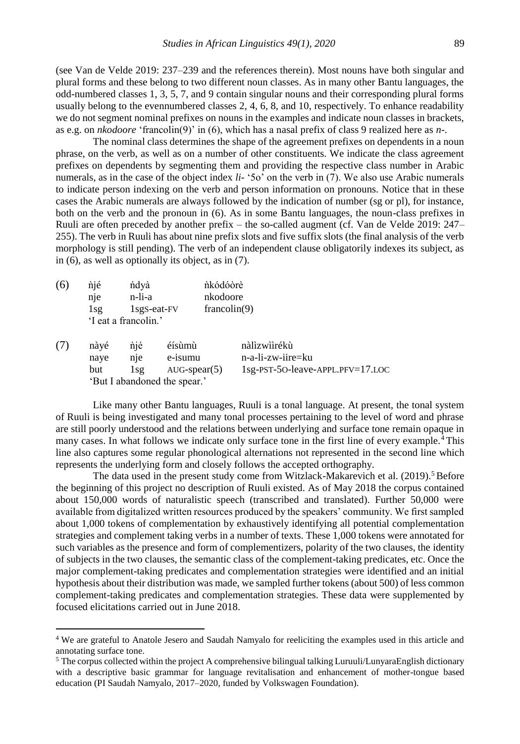(see Van de Velde 2019: 237–239 and the references therein). Most nouns have both singular and plural forms and these belong to two different noun classes. As in many other Bantu languages, the odd-numbered classes 1, 3, 5, 7, and 9 contain singular nouns and their corresponding plural forms usually belong to the evennumbered classes 2, 4, 6, 8, and 10, respectively. To enhance readability we do not segment nominal prefixes on nouns in the examples and indicate noun classes in brackets, as e.g. on *nkodoore* 'francolin(9)' in (6), which has a nasal prefix of class 9 realized here as *n-*.

The nominal class determines the shape of the agreement prefixes on dependents in a noun phrase, on the verb, as well as on a number of other constituents. We indicate the class agreement prefixes on dependents by segmenting them and providing the respective class number in Arabic numerals, as in the case of the object index *li-* '5o' on the verb in (7). We also use Arabic numerals to indicate person indexing on the verb and person information on pronouns. Notice that in these cases the Arabic numerals are always followed by the indication of number (sg or pl), for instance, both on the verb and the pronoun in (6). As in some Bantu languages, the noun-class prefixes in Ruuli are often preceded by another prefix – the so-called augment (cf. Van de Velde 2019: 247–255). The verb in Ruuli has about nine prefix slots and five suffix slots (the final analysis of the verb morphology is still pending). The verb of an independent clause obligatorily indexes its subject, as in (6), as well as optionally its object, as in (7).

(6)

| ǹjé | ńdyà | ǹkódóòrè |
|---|---|---|
| nje | n-li-a | nkodoore |
| 1sg | 1sgS-eat-FV | francolin(9) |

'I eat a francolin.'

(7)

| nàyé | ǹjé | éísùmù | nàlìzwììrékù |
|---|---|---|---|
| naye | nje | e-isumu | n-a-li-zw-iire=ku |
| but | 1sg | AUG-spear(5) | 1sg-PST-5O-leave-APPL.PFV=17.LOC |

'But I abandoned the spear.'

Like many other Bantu languages, Ruuli is a tonal language. At present, the tonal system of Ruuli is being investigated and many tonal processes pertaining to the level of word and phrase are still poorly understood and the relations between underlying and surface tone remain opaque in many cases. In what follows we indicate only surface tone in the first line of every example.[4] This line also captures some regular phonological alternations not represented in the second line which represents the underlying form and closely follows the accepted orthography.

The data used in the present study come from Witzlack-Makarevich et al. (2019).[5] Before the beginning of this project no description of Ruuli existed. As of May 2018 the corpus contained about 150,000 words of naturalistic speech (transcribed and translated). Further 50,000 were available from digitalized written resources produced by the speakers' community. We first sampled about 1,000 tokens of complementation by exhaustively identifying all potential complementation strategies and complement taking verbs in a number of texts. These 1,000 tokens were annotated for such variables as the presence and form of complementizers, polarity of the two clauses, the identity of subjects in the two clauses, the semantic class of the complement-taking predicates, etc. Once the major complement-taking predicates and complementation strategies were identified and an initial hypothesis about their distribution was made, we sampled further tokens (about 500) of less common complement-taking predicates and complementation strategies. These data were supplemented by focused elicitations carried out in June 2018.

---

[4] We are grateful to Anatole Jesero and Saudah Namyalo for reeliciting the examples used in this article and annotating surface tone.

[5] The corpus collected within the project A comprehensive bilingual talking Luruuli/LunyaraEnglish dictionary with a descriptive basic grammar for language revitalisation and enhancement of mother-tongue based education (PI Saudah Namyalo, 2017–2020, funded by Volkswagen Foundation).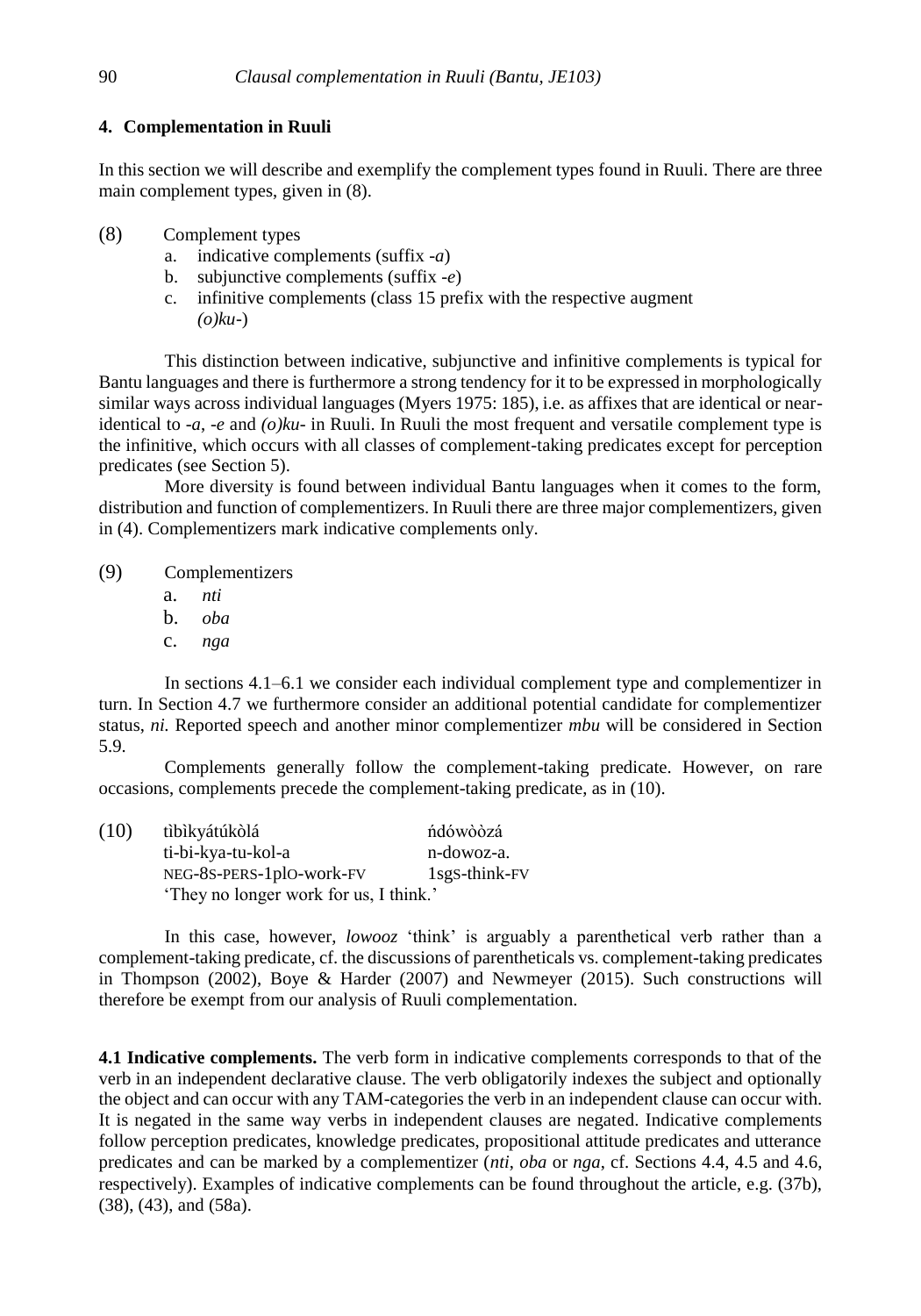## 4. Complementation in Ruuli

In this section we will describe and exemplify the complement types found in Ruuli. There are three main complement types, given in (8).

(8) Complement types

a. indicative complements (suffix *-a*)

b. subjunctive complements (suffix *-e*)

c. infinitive complements (class 15 prefix with the respective augment *(o)ku-*)

This distinction between indicative, subjunctive and infinitive complements is typical for Bantu languages and there is furthermore a strong tendency for it to be expressed in morphologically similar ways across individual languages (Myers 1975: 185), i.e. as affixes that are identical or near-identical to *-a*, *-e* and *(o)ku-* in Ruuli. In Ruuli the most frequent and versatile complement type is the infinitive, which occurs with all classes of complement-taking predicates except for perception predicates (see Section 5).

More diversity is found between individual Bantu languages when it comes to the form, distribution and function of complementizers. In Ruuli there are three major complementizers, given in (4). Complementizers mark indicative complements only.

(9) Complementizers

a. *nti*

b. *oba*

c. *nga*

In sections 4.1–6.1 we consider each individual complement type and complementizer in turn. In Section 4.7 we furthermore consider an additional potential candidate for complementizer status, *ni.* Reported speech and another minor complementizer *mbu* will be considered in Section 5.9.

Complements generally follow the complement-taking predicate. However, on rare occasions, complements precede the complement-taking predicate, as in (10).

(10) tìbìkyátúkòlá ńdówòòzá
ti-bi-kya-tu-kol-a n-dowoz-a.
NEG-8S-PERS-1plO-work-FV 1sgS-think-FV
'They no longer work for us, I think.'

In this case, however, *lowooz* 'think' is arguably a parenthetical verb rather than a complement-taking predicate, cf. the discussions of parentheticals vs. complement-taking predicates in Thompson (2002), Boye & Harder (2007) and Newmeyer (2015). Such constructions will therefore be exempt from our analysis of Ruuli complementation.

**4.1 Indicative complements.** The verb form in indicative complements corresponds to that of the verb in an independent declarative clause. The verb obligatorily indexes the subject and optionally the object and can occur with any TAM-categories the verb in an independent clause can occur with. It is negated in the same way verbs in independent clauses are negated. Indicative complements follow perception predicates, knowledge predicates, propositional attitude predicates and utterance predicates and can be marked by a complementizer (*nti*, *oba* or *nga*, cf. Sections 4.4, 4.5 and 4.6, respectively). Examples of indicative complements can be found throughout the article, e.g. (37b), (38), (43), and (58a).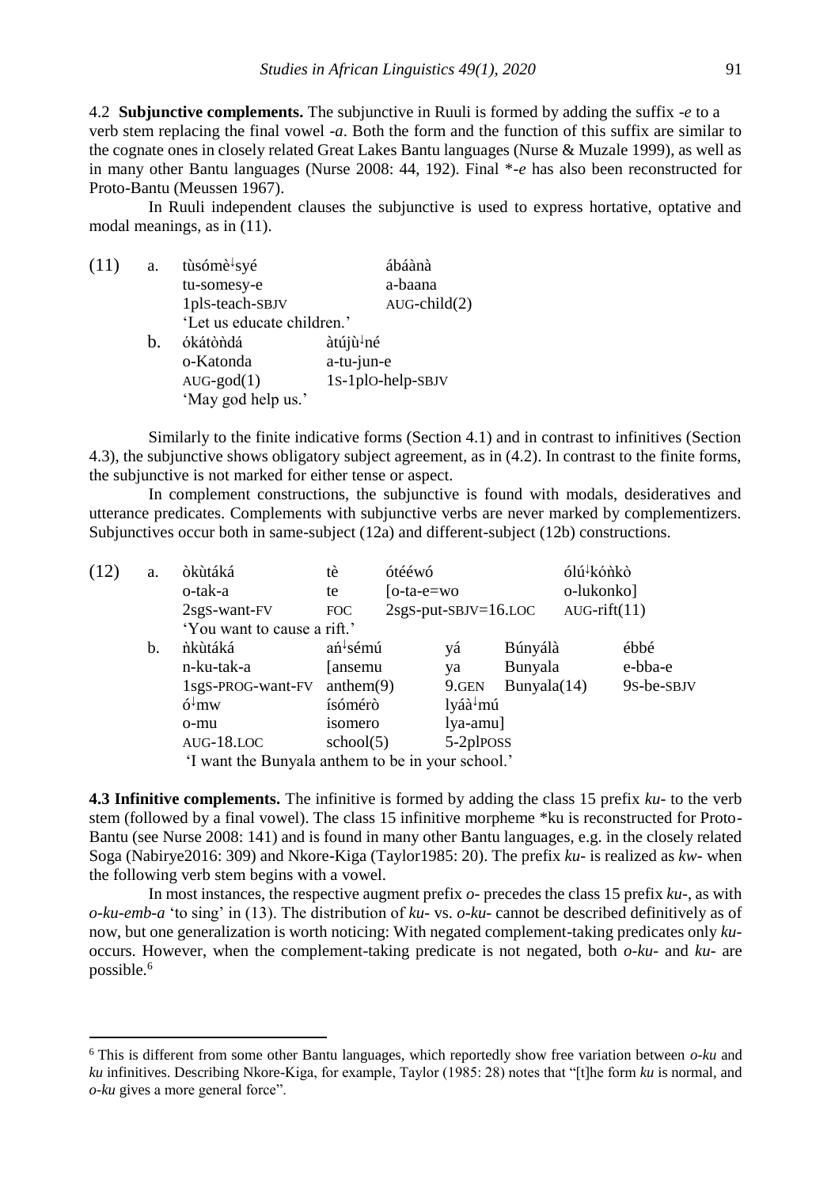4.2 **Subjunctive complements.** The subjunctive in Ruuli is formed by adding the suffix *-e* to a verb stem replacing the final vowel *-a*. Both the form and the function of this suffix are similar to the cognate ones in closely related Great Lakes Bantu languages (Nurse & Muzale 1999), as well as in many other Bantu languages (Nurse 2008: 44, 192). Final *\*-e* has also been reconstructed for Proto-Bantu (Meussen 1967).

In Ruuli independent clauses the subjunctive is used to express hortative, optative and modal meanings, as in (11).

(11) a.

| tùsómè↓syé | ábáànà |
|---|---|
| tu-somesy-e | a-baana |
| 1pls-teach-SBJV | AUG-child(2) |

'Let us educate children.'

b.

| ókátòǹdá | àtújù↓né |
|---|---|
| o-Katonda | a-tu-jun-e |
| AUG-god(1) | 1s-1plO-help-SBJV |

'May god help us.'

Similarly to the finite indicative forms (Section 4.1) and in contrast to infinitives (Section 4.3), the subjunctive shows obligatory subject agreement, as in (4.2). In contrast to the finite forms, the subjunctive is not marked for either tense or aspect.

In complement constructions, the subjunctive is found with modals, desideratives and utterance predicates. Complements with subjunctive verbs are never marked by complementizers. Subjunctives occur both in same-subject (12a) and different-subject (12b) constructions.

(12) a.

| òkùtáká | tè | ótéèwó | ólú↓kóǹkò |
|---|---|---|---|
| o-tak-a | te | [o-ta-e=wo | o-lukonko] |
| 2sgs-want-FV | FOC | 2sgs-put-SBJV=16.LOC | AUG-rift(11) |

'You want to cause a rift.'

b.

| ǹkùtáká | áń↓sémú | yá | Búnyálà | ébbé |
|---|---|---|---|---|
| n-ku-tak-a | [ansemu | ya | Bunyala | e-bba-e |
| 1sgs-PROG-want-FV | anthem(9) | 9.GEN | Bunyala(14) | 9s-be-SBJV |
| ó↓mw | ísómérò | lyáà↓mú | | |
| o-mu | isomero | lya-amu] | | |
| AUG-18.LOC | school(5) | 5-2plPOSS | | |

'I want the Bunyala anthem to be in your school.'

**4.3 Infinitive complements.** The infinitive is formed by adding the class 15 prefix *ku-* to the verb stem (followed by a final vowel). The class 15 infinitive morpheme \*ku is reconstructed for Proto-Bantu (see Nurse 2008: 141) and is found in many other Bantu languages, e.g. in the closely related Soga (Nabirye2016: 309) and Nkore-Kiga (Taylor1985: 20). The prefix *ku-* is realized as *kw-* when the following verb stem begins with a vowel.

In most instances, the respective augment prefix *o-* precedes the class 15 prefix *ku-*, as with *o-ku-emb-a* 'to sing' in (13). The distribution of *ku-* vs. *o-ku-* cannot be described definitively as of now, but one generalization is worth noticing: With negated complement-taking predicates only *ku-* occurs. However, when the complement-taking predicate is not negated, both *o-ku-* and *ku-* are possible.[6]

---

[6] This is different from some other Bantu languages, which reportedly show free variation between *o-ku* and *ku* infinitives. Describing Nkore-Kiga, for example, Taylor (1985: 28) notes that "[t]he form *ku* is normal, and *o-ku* gives a more general force".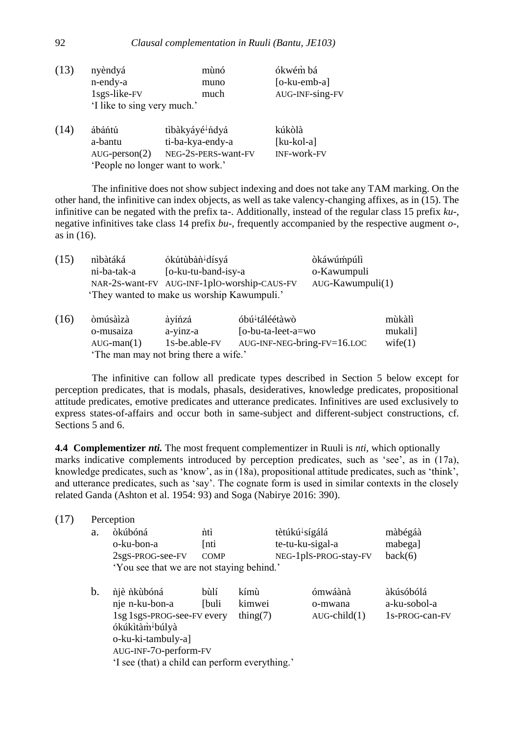(13) nyèndyá mùnó ókwéṁ bá
n-endy-a muno [o-ku-emb-a]
1sgs-like-FV much AUG-INF-sing-FV
'I like to sing very much.'

(14) ábáńtú tìbàkyáyé↓ńdyá kúkòlà
a-bantu ti-ba-kya-endy-a [ku-kol-a]
AUG-person(2) NEG-2S-PERS-want-FV INF-work-FV
'People no longer want to work.'

The infinitive does not show subject indexing and does not take any TAM marking. On the other hand, the infinitive can index objects, as well as take valency-changing affixes, as in (15). The infinitive can be negated with the prefix ta-. Additionally, instead of the regular class 15 prefix *ku-*, negative infinitives take class 14 prefix *bu-*, frequently accompanied by the respective augment *o-*, as in (16).

(15) nìbàtáká ókútùbàǹ↓dísyá òkáwúḿpúlì
ni-ba-tak-a [o-ku-tu-band-isy-a o-Kawumpuli
NAR-2S-want-FV AUG-INF-1plO-worship-CAUS-FV AUG-Kawumpuli(1)
'They wanted to make us worship Kawumpuli.'

(16) òmúsàìzà àyíńzá óbú↓táléétàwò mùkàlì
o-musaiza a-yinz-a [o-bu-ta-leet-a=wo mukali]
AUG-man(1) 1s-be.able-FV AUG-INF-NEG-bring-FV=16.LOC wife(1)
'The man may not bring there a wife.'

The infinitive can follow all predicate types described in Section 5 below except for perception predicates, that is modals, phasals, desideratives, knowledge predicates, propositional attitude predicates, emotive predicates and utterance predicates. Infinitives are used exclusively to express states-of-affairs and occur both in same-subject and different-subject constructions, cf. Sections 5 and 6.

**4.4 Complementizer *nti*.** The most frequent complementizer in Ruuli is *nti*, which optionally marks indicative complements introduced by perception predicates, such as 'see', as in (17a), knowledge predicates, such as 'know', as in (18a), propositional attitude predicates, such as 'think', and utterance predicates, such as 'say'. The cognate form is used in similar contexts in the closely related Ganda (Ashton et al. 1954: 93) and Soga (Nabirye 2016: 390).

(17) Perception

a. òkúbóná ǹtì tètúkú↓sígálá màbégáà
o-ku-bon-a [nti te-tu-ku-sigal-a mabega]
2sgS-PROG-see-FV COMP NEG-1plS-PROG-stay-FV back(6)
'You see that we are not staying behind.'

b. ǹjè ǹkùbóná bùlí kímù ómwáànà àkúsóbólá
nje n-ku-bon-a [buli kimwei o-mwana a-ku-sobol-a
1sg 1sgS-PROG-see-FV every thing(7) AUG-child(1) 1s-PROG-can-FV
ókúkìtàm↓búlyà
o-ku-ki-tambuly-a]
AUG-INF-7O-perform-FV
'I see (that) a child can perform everything.'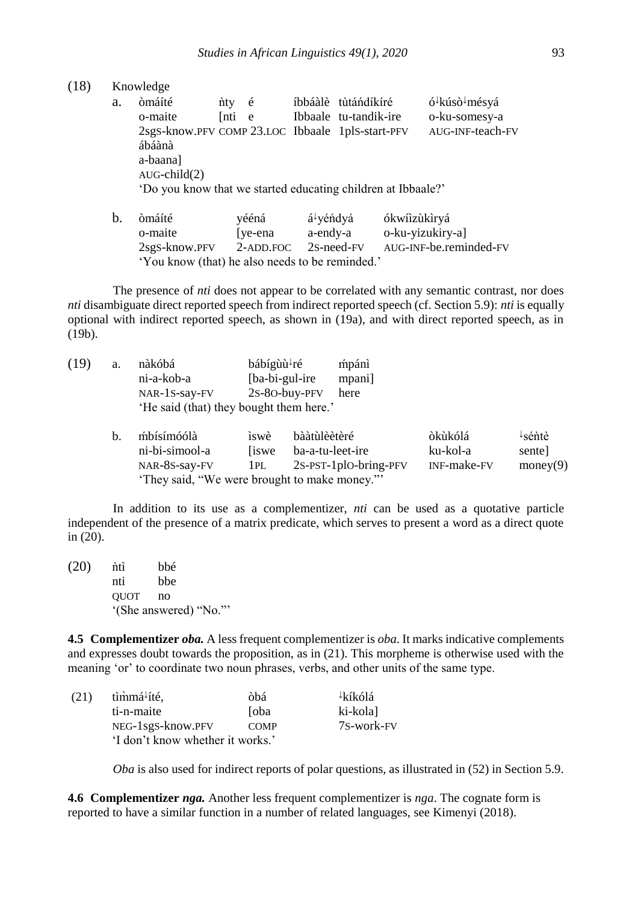(18) Knowledge

a. òmáíté ǹty é íbbáàlè tùtáńdíkíré ó↓kúsò↓mésyá
   o-maite [nti e Ibbaale tu-tandik-ire o-ku-somesy-a
   2sgS-know.PFV COMP 23.LOC Ibbaale 1plS-start-PFV AUG-INF-teach-FV
   ábáànà
   a-baana]
   AUG-child(2)
   'Do you know that we started educating children at Ibbaale?'

b. òmáíté yééná á↓yéńdyá ókwîzùkìryá
   o-maite [ye-ena a-endy-a o-ku-yizukiry-a]
   2sgS-know.PFV 2-ADD.FOC 2S-need-FV AUG-INF-be.reminded-FV
   'You know (that) he also needs to be reminded.'

The presence of *nti* does not appear to be correlated with any semantic contrast, nor does *nti* disambiguate direct reported speech from indirect reported speech (cf. Section 5.9): *nti* is equally optional with indirect reported speech, as shown in (19a), and with direct reported speech, as in (19b).

(19) a. nàkóbá bábígùù↓ré ḿpánì
   ni-a-kob-a [ba-bi-gul-ire mpani]
   NAR-1S-say-FV 2S-8O-buy-PFV here
   'He said (that) they bought them here.'

b. ḿbísímóólà ìswè bààtùlèètèré òkùkólá ↓sénìtè
   ni-bi-simool-a [iswe ba-a-tu-leet-ire ku-kol-a sente]
   NAR-8S-say-FV 1PL 2S-PST-1plO-bring-PFV INF-make-FV money(9)
   'They said, "We were brought to make money."'

In addition to its use as a complementizer, *nti* can be used as a quotative particle independent of the presence of a matrix predicate, which serves to present a word as a direct quote in (20).

(20) ǹtì bbé
   nti bbe
   QUOT no
   '(She answered) "No."'

**4.5 Complementizer *oba*.** A less frequent complementizer is *oba*. It marks indicative complements and expresses doubt towards the proposition, as in (21). This morpheme is otherwise used with the meaning 'or' to coordinate two noun phrases, verbs, and other units of the same type.

(21) tìm̀má↓ítě, òbá ↓kíkólá
   ti-n-maite [oba ki-kola]
   NEG-1sgS-know.PFV COMP 7S-work-FV
   'I don't know whether it works.'

*Oba* is also used for indirect reports of polar questions, as illustrated in (52) in Section 5.9.

**4.6 Complementizer *nga*.** Another less frequent complementizer is *nga*. The cognate form is reported to have a similar function in a number of related languages, see Kimenyi (2018).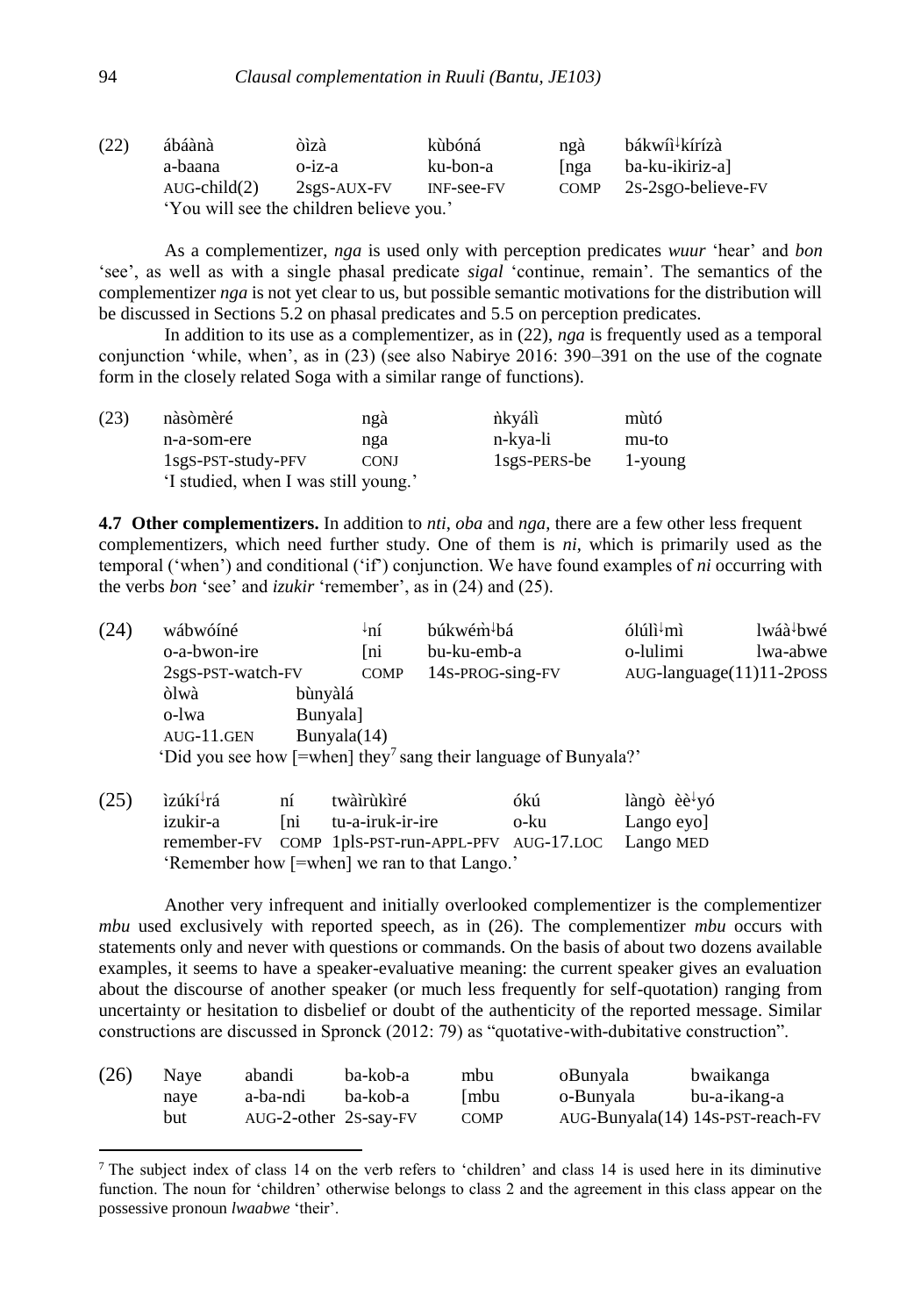(22)

| ábáànà | òìzà | kùbóná | ngà | bákwî↓kírízà |
|---|---|---|---|---|
| a-baana | o-iz-a | ku-bon-a | [nga | ba-ku-ikiriz-a] |
| AUG-child(2) | 2sgS-AUX-FV | INF-see-FV | COMP | 2S-2sgO-believe-FV |

'You will see the children believe you.'

As a complementizer, *nga* is used only with perception predicates *wuur* 'hear' and *bon* 'see', as well as with a single phasal predicate *sigal* 'continue, remain'. The semantics of the complementizer *nga* is not yet clear to us, but possible semantic motivations for the distribution will be discussed in Sections 5.2 on phasal predicates and 5.5 on perception predicates.

In addition to its use as a complementizer, as in (22), *nga* is frequently used as a temporal conjunction 'while, when', as in (23) (see also Nabirye 2016: 390–391 on the use of the cognate form in the closely related Soga with a similar range of functions).

(23)

| nàsòmèré | ngà | ǹkyálì | mùtó |
|---|---|---|---|
| n-a-som-ere | nga | n-kya-li | mu-to |
| 1sgS-PST-study-PFV | CONJ | 1sgS-PERS-be | 1-young |

'I studied, when I was still young.'

**4.7 Other complementizers.** In addition to *nti*, *oba* and *nga*, there are a few other less frequent complementizers, which need further study. One of them is *ni*, which is primarily used as the temporal ('when') and conditional ('if') conjunction. We have found examples of *ni* occurring with the verbs *bon* 'see' and *izukir* 'remember', as in (24) and (25).

(24)

| wábwóíné | ↓ní | búkwém̀↓bá | ólúlì↓mì | lwáà↓bwé |
|---|---|---|---|---|
| o-a-bwon-ire | [ni | bu-ku-emb-a | o-lulimi | lwa-abwe |
| 2sgS-PST-watch-FV | COMP | 14S-PROG-sing-FV | AUG-language(11) | 11-2POSS |

| òlwà | bùnyàlá |
|---|---|
| o-lwa | Bunyala] |
| AUG-11.GEN | Bunyala(14) |

'Did you see how [=when] they[7] sang their language of Bunyala?'

(25)

| ìzúkí↓rá | ní | twàìrùkìré | ókú | làngò | èè↓yó |
|---|---|---|---|---|---|
| izukir-a | [ni | tu-a-iruk-ir-ire | o-ku | Lango | eyo] |
| remember-FV | COMP | 1plS-PST-run-APPL-PFV | AUG-17.LOC | Lango | MED |

'Remember how [=when] we ran to that Lango.'

Another very infrequent and initially overlooked complementizer is the complementizer *mbu* used exclusively with reported speech, as in (26). The complementizer *mbu* occurs with statements only and never with questions or commands. On the basis of about two dozens available examples, it seems to have a speaker-evaluative meaning: the current speaker gives an evaluation about the discourse of another speaker (or much less frequently for self-quotation) ranging from uncertainty or hesitation to disbelief or doubt of the authenticity of the reported message. Similar constructions are discussed in Spronck (2012: 79) as "quotative-with-dubitative construction".

(26)

| Naye | abandi | ba-kob-a | mbu | oBunyala | bwaikanga |
|---|---|---|---|---|---|
| naye | a-ba-ndi | ba-kob-a | [mbu | o-Bunyala | bu-a-ikang-a |
| but | AUG-2-other | 2S-say-FV | COMP | AUG-Bunyala(14) | 14S-PST-reach-FV |

[7] The subject index of class 14 on the verb refers to 'children' and class 14 is used here in its diminutive function. The noun for 'children' otherwise belongs to class 2 and the agreement in this class appear on the possessive pronoun *lwaabwe* 'their'.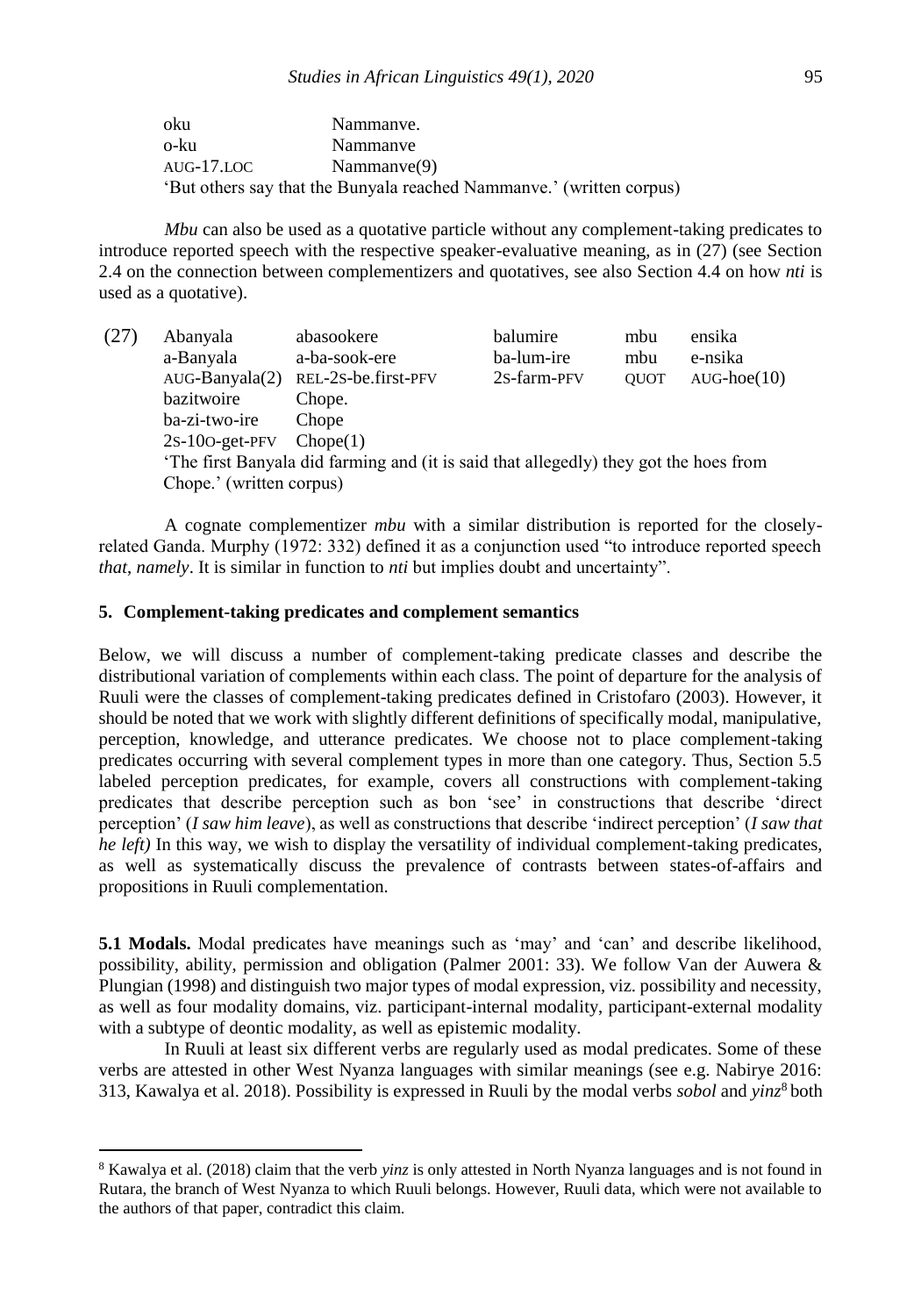| oku | Nammanve. |
|---|---|
| o-ku | Nammanve |
| AUG-17.LOC | Nammanve(9) |

'But others say that the Bunyala reached Nammanve.' (written corpus)

*Mbu* can also be used as a quotative particle without any complement-taking predicates to introduce reported speech with the respective speaker-evaluative meaning, as in (27) (see Section 2.4 on the connection between complementizers and quotatives, see also Section 4.4 on how *nti* is used as a quotative).

(27)

| Abanyala | abasookere | balumire | mbu | ensika |
|---|---|---|---|---|
| a-Banyala | a-ba-sook-ere | ba-lum-ire | mbu | e-nsika |
| AUG-Banyala(2) | REL-2S-be.first-PFV | 2S-farm-PFV | QUOT | AUG-hoe(10) |

| bazitwoire | Chope. |
|---|---|
| ba-zi-two-ire | Chope |
| 2S-10O-get-PFV | Chope(1) |

'The first Banyala did farming and (it is said that allegedly) they got the hoes from Chope.' (written corpus)

A cognate complementizer *mbu* with a similar distribution is reported for the closely-related Ganda. Murphy (1972: 332) defined it as a conjunction used "to introduce reported speech *that*, *namely*. It is similar in function to *nti* but implies doubt and uncertainty".

## 5. Complement-taking predicates and complement semantics

Below, we will discuss a number of complement-taking predicate classes and describe the distributional variation of complements within each class. The point of departure for the analysis of Ruuli were the classes of complement-taking predicates defined in Cristofaro (2003). However, it should be noted that we work with slightly different definitions of specifically modal, manipulative, perception, knowledge, and utterance predicates. We choose not to place complement-taking predicates occurring with several complement types in more than one category. Thus, Section 5.5 labeled perception predicates, for example, covers all constructions with complement-taking predicates that describe perception such as bon 'see' in constructions that describe 'direct perception' (*I saw him leave*), as well as constructions that describe 'indirect perception' (*I saw that he left)* In this way, we wish to display the versatility of individual complement-taking predicates, as well as systematically discuss the prevalence of contrasts between states-of-affairs and propositions in Ruuli complementation.

**5.1 Modals.** Modal predicates have meanings such as 'may' and 'can' and describe likelihood, possibility, ability, permission and obligation (Palmer 2001: 33). We follow Van der Auwera & Plungian (1998) and distinguish two major types of modal expression, viz. possibility and necessity, as well as four modality domains, viz. participant-internal modality, participant-external modality with a subtype of deontic modality, as well as epistemic modality.

In Ruuli at least six different verbs are regularly used as modal predicates. Some of these verbs are attested in other West Nyanza languages with similar meanings (see e.g. Nabirye 2016: 313, Kawalya et al. 2018). Possibility is expressed in Ruuli by the modal verbs *sobol* and *yinz*[8] both

[8] Kawalya et al. (2018) claim that the verb *yinz* is only attested in North Nyanza languages and is not found in Rutara, the branch of West Nyanza to which Ruuli belongs. However, Ruuli data, which were not available to the authors of that paper, contradict this claim.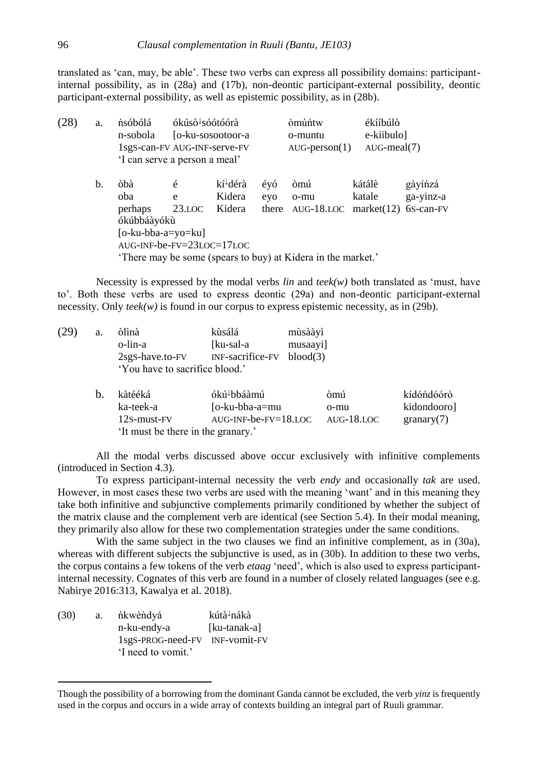translated as 'can, may, be able'. These two verbs can express all possibility domains: participant-internal possibility, as in (28a) and (17b), non-deontic participant-external possibility, deontic participant-external possibility, as well as epistemic possibility, as in (28b).

(28) a. ǹsóbólá ókúsò↓sóótóórà òmúńtw ékííbúlò
n-sobola [o-ku-sosootoor-a o-muntu e-kiibulo]
1sgS-can-FV AUG-INF-serve-FV AUG-person(1) AUG-meal(7)
'I can serve a person a meal'

b. òbà é kí↓dérà éyó òmú kátálè gàyíńzá
oba e Kidera eyo o-mu katale ga-yinz-a
perhaps 23.LOC Kidera there AUG-18.LOC market(12) 6S-can-FV
ókúbbááyókù
[o-ku-bba-a=yo=ku]
AUG-INF-be-FV=23LOC=17LOC
'There may be some (spears to buy) at Kidera in the market.'

Necessity is expressed by the modal verbs *lin* and *teek(w)* both translated as 'must, have to'. Both these verbs are used to express deontic (29a) and non-deontic participant-external necessity. Only *teek(w)* is found in our corpus to express epistemic necessity, as in (29b).

(29) a. òlìnà kùsálá mùsààyì
o-lin-a [ku-sal-a musaayi]
2sgS-have.to-FV INF-sacrifice-FV blood(3)
'You have to sacrifice blood.'

b. kàtééká ókú↓bbáàmú òmú kídóńdóórò
ka-teek-a [o-ku-bba-a=mu o-mu kidondooro]
12S-must-FV AUG-INF-be-FV=18.LOC AUG-18.LOC granary(7)
'It must be there in the granary.'

All the modal verbs discussed above occur exclusively with infinitive complements (introduced in Section 4.3).

To express participant-internal necessity the verb *endy* and occasionally *tak* are used. However, in most cases these two verbs are used with the meaning 'want' and in this meaning they take both infinitive and subjunctive complements primarily conditioned by whether the subject of the matrix clause and the complement verb are identical (see Section 5.4). In their modal meaning, they primarily also allow for these two complementation strategies under the same conditions.

With the same subject in the two clauses we find an infinitive complement, as in (30a), whereas with different subjects the subjunctive is used, as in (30b). In addition to these two verbs, the corpus contains a few tokens of the verb *etaag* 'need', which is also used to express participant-internal necessity. Cognates of this verb are found in a number of closely related languages (see e.g. Nabirye 2016:313, Kawalya et al. 2018).

(30) a. ǹkwèǹdyá kútà↓nákà
n-ku-endy-a [ku-tanak-a]
1sgS-PROG-need-FV INF-vomit-FV
'I need to vomit.'

---

Though the possibility of a borrowing from the dominant Ganda cannot be excluded, the verb *yinz* is frequently used in the corpus and occurs in a wide array of contexts building an integral part of Ruuli grammar.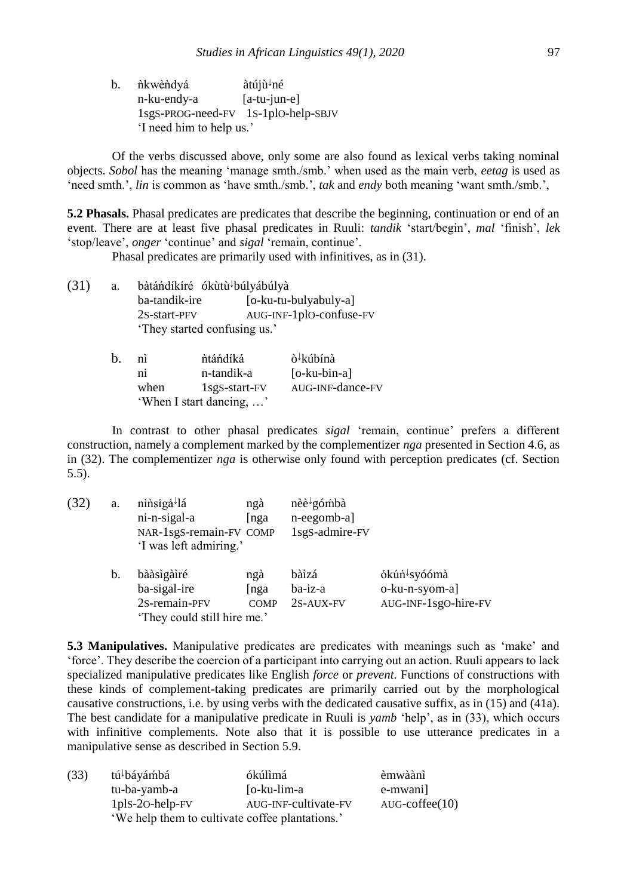b. ǹkwèǹdyá àtújù↓né
   n-ku-endy-a [a-tu-jun-e]
   1sgS-PROG-need-FV 1S-1plO-help-SBJV
   'I need him to help us.'

Of the verbs discussed above, only some are also found as lexical verbs taking nominal objects. *Sobol* has the meaning 'manage smth./smb.' when used as the main verb, *eetag* is used as 'need smth.', *lin* is common as 'have smth./smb.', *tak* and *endy* both meaning 'want smth./smb.',

**5.2 Phasals.** Phasal predicates are predicates that describe the beginning, continuation or end of an event. There are at least five phasal predicates in Ruuli: *tandik* 'start/begin', *mal* 'finish', *lek* 'stop/leave', *onger* 'continue' and *sigal* 'remain, continue'.

Phasal predicates are primarily used with infinitives, as in (31).

(31) a. bàtáńdíkíré ókùtù↓búlyábúlyà
   ba-tandik-ire [o-ku-tu-bulyabuly-a]
   2S-start-PFV AUG-INF-1plO-confuse-FV
   'They started confusing us.'

b. nì ǹtáńdíká ò↓kúbínà
   ni n-tandik-a [o-ku-bin-a]
   when 1sgS-start-FV AUG-INF-dance-FV
   'When I start dancing, …'

In contrast to other phasal predicates *sigal* 'remain, continue' prefers a different construction, namely a complement marked by the complementizer *nga* presented in Section 4.6, as in (32). The complementizer *nga* is otherwise only found with perception predicates (cf. Section 5.5).

(32) a. nìǹsígà↓lá ngà nèè↓gómbà
   ni-n-sigal-a [nga n-eegomb-a]
   NAR-1sgS-remain-FV COMP 1sgS-admire-FV
   'I was left admiring.'

b. bààsìgàìré ngà bàìzá ókúń↓syóómà
   ba-sigal-ire [nga ba-iz-a o-ku-n-syom-a]
   2S-remain-PFV COMP 2S-AUX-FV AUG-INF-1sgO-hire-FV
   'They could still hire me.'

**5.3 Manipulatives.** Manipulative predicates are predicates with meanings such as 'make' and 'force'. They describe the coercion of a participant into carrying out an action. Ruuli appears to lack specialized manipulative predicates like English *force* or *prevent*. Functions of constructions with these kinds of complement-taking predicates are primarily carried out by the morphological causative constructions, i.e. by using verbs with the dedicated causative suffix, as in (15) and (41a). The best candidate for a manipulative predicate in Ruuli is *yamb* 'help', as in (33), which occurs with infinitive complements. Note also that it is possible to use utterance predicates in a manipulative sense as described in Section 5.9.

(33) tú↓báyáḿbá ókúlìmá èmwàànì
   tu-ba-yamb-a [o-ku-lim-a e-mwani]
   1plS-2O-help-FV AUG-INF-cultivate-FV AUG-coffee(10)
   'We help them to cultivate coffee plantations.'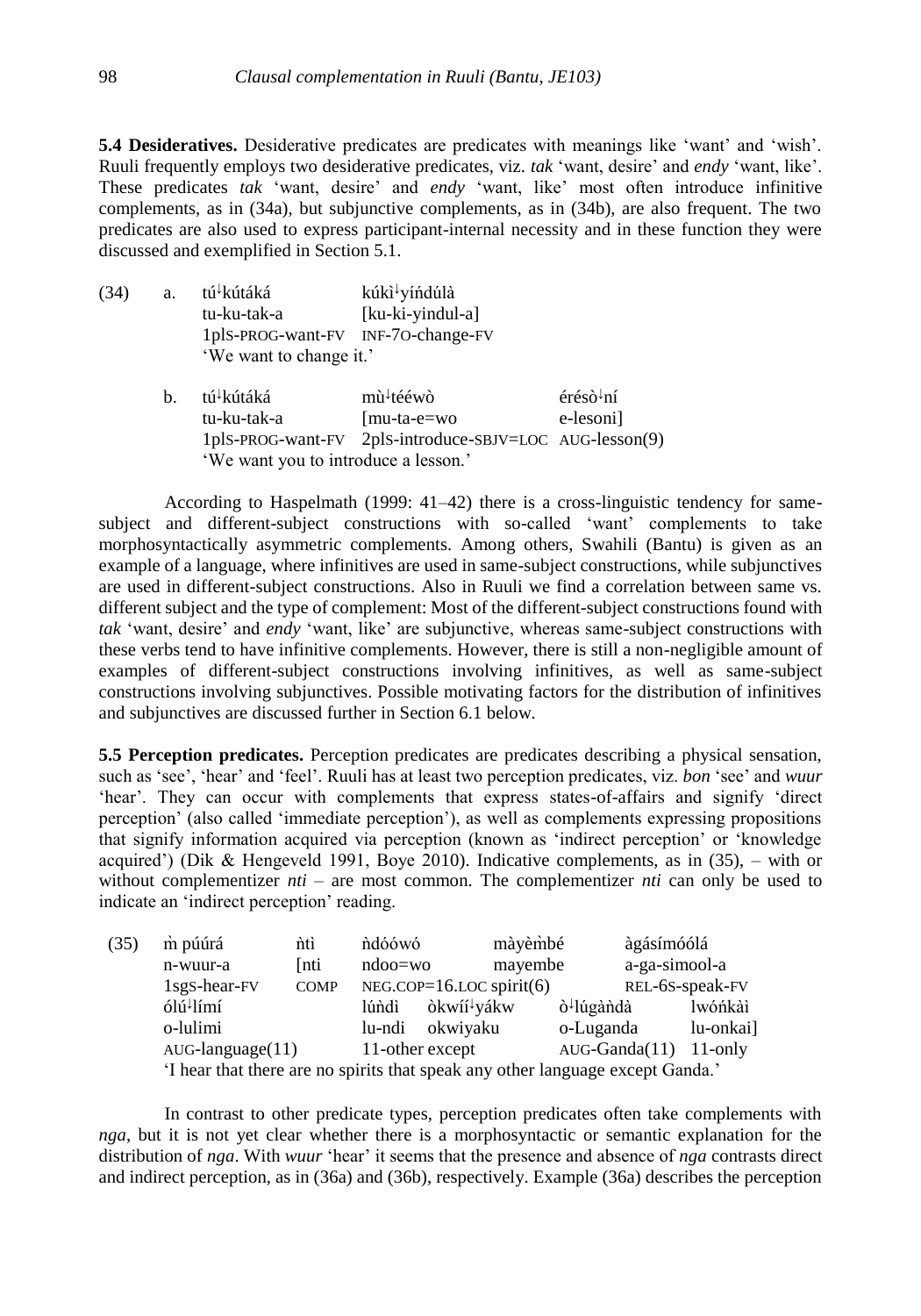**5.4 Desideratives.** Desiderative predicates are predicates with meanings like 'want' and 'wish'. Ruuli frequently employs two desiderative predicates, viz. *tak* 'want, desire' and *endy* 'want, like'. These predicates *tak* 'want, desire' and *endy* 'want, like' most often introduce infinitive complements, as in (34a), but subjunctive complements, as in (34b), are also frequent. The two predicates are also used to express participant-internal necessity and in these function they were discussed and exemplified in Section 5.1.

(34) a. tú↓kútáká kúkì↓yíńdúlà
tu-ku-tak-a [ku-ki-yindul-a]
1plS-PROG-want-FV INF-7O-change-FV
'We want to change it.'

b. tú↓kútáká mù↓tééwò érésò↓ní
tu-ku-tak-a [mu-ta-e=wo e-lesoni]
1plS-PROG-want-FV 2plS-introduce-SBJV=LOC AUG-lesson(9)
'We want you to introduce a lesson.'

According to Haspelmath (1999: 41–42) there is a cross-linguistic tendency for same-subject and different-subject constructions with so-called 'want' complements to take morphosyntactically asymmetric complements. Among others, Swahili (Bantu) is given as an example of a language, where infinitives are used in same-subject constructions, while subjunctives are used in different-subject constructions. Also in Ruuli we find a correlation between same vs. different subject and the type of complement: Most of the different-subject constructions found with *tak* 'want, desire' and *endy* 'want, like' are subjunctive, whereas same-subject constructions with these verbs tend to have infinitive complements. However, there is still a non-negligible amount of examples of different-subject constructions involving infinitives, as well as same-subject constructions involving subjunctives. Possible motivating factors for the distribution of infinitives and subjunctives are discussed further in Section 6.1 below.

**5.5 Perception predicates.** Perception predicates are predicates describing a physical sensation, such as 'see', 'hear' and 'feel'. Ruuli has at least two perception predicates, viz. *bon* 'see' and *wuur* 'hear'. They can occur with complements that express states-of-affairs and signify 'direct perception' (also called 'immediate perception'), as well as complements expressing propositions that signify information acquired via perception (known as 'indirect perception' or 'knowledge acquired') (Dik & Hengeveld 1991, Boye 2010). Indicative complements, as in (35), – with or without complementizer *nti* – are most common. The complementizer *nti* can only be used to indicate an 'indirect perception' reading.

(35) m̀ púúrá ǹtì ǹdóówó màyèm̀bé àgásímóólá
n-wuur-a [nti ndoo=wo mayembe a-ga-simool-a
1sgS-hear-FV COMP NEG.COP=16.LOC spirit(6) REL-6S-speak-FV
ólú↓límí lúǹdì òkwíí↓yákw ò↓lúgàǹdà lwóńkàì
o-lulimi lu-ndi okwiyaku o-Luganda lu-onkai]
AUG-language(11) 11-other except AUG-Ganda(11) 11-only
'I hear that there are no spirits that speak any other language except Ganda.'

In contrast to other predicate types, perception predicates often take complements with *nga*, but it is not yet clear whether there is a morphosyntactic or semantic explanation for the distribution of *nga*. With *wuur* 'hear' it seems that the presence and absence of *nga* contrasts direct and indirect perception, as in (36a) and (36b), respectively. Example (36a) describes the perception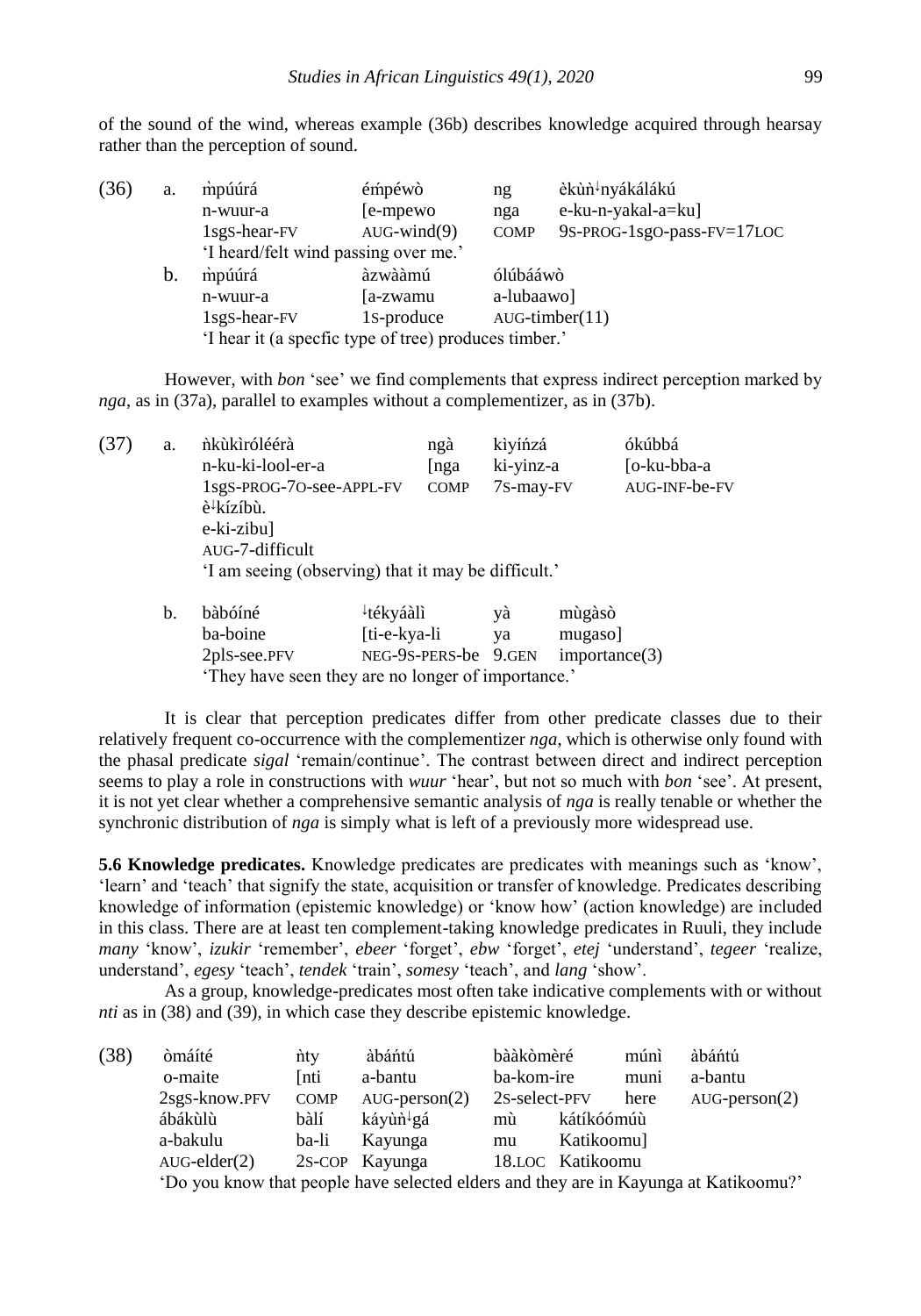of the sound of the wind, whereas example (36b) describes knowledge acquired through hearsay rather than the perception of sound.

(36) a. m̀púúrá émpéwò ng èkùǹ↓nyákálákú
n-wuur-a [e-mpewo nga e-ku-n-yakal-a=ku]
1sgS-hear-FV AUG-wind(9) COMP 9S-PROG-1sgO-pass-FV=17LOC
'I heard/felt wind passing over me.'

b. m̀púúrá àzwààmú ólúbááwò
n-wuur-a [a-zwamu a-lubaawo]
1sgS-hear-FV 1S-produce AUG-timber(11)
'I hear it (a specfic type of tree) produces timber.'

However, with *bon* 'see' we find complements that express indirect perception marked by *nga*, as in (37a), parallel to examples without a complementizer, as in (37b).

(37) a. ǹkùkìróléérà ngà kìyíńzá ókúbbá
n-ku-ki-lool-er-a [nga ki-yinz-a [o-ku-bba-a
1sgS-PROG-7O-see-APPL-FV COMP 7S-may-FV AUG-INF-be-FV
è↓kízíbù.
e-ki-zibu]
AUG-7-difficult
'I am seeing (observing) that it may be difficult.'

b. bàbóíné ↓tékyáàlì yà mùgàsò
ba-boine [ti-e-kya-li ya mugaso]
2plS-see.PFV NEG-9S-PERS-be 9.GEN importance(3)
'They have seen they are no longer of importance.'

It is clear that perception predicates differ from other predicate classes due to their relatively frequent co-occurrence with the complementizer *nga*, which is otherwise only found with the phasal predicate *sigal* 'remain/continue'. The contrast between direct and indirect perception seems to play a role in constructions with *wuur* 'hear', but not so much with *bon* 'see'. At present, it is not yet clear whether a comprehensive semantic analysis of *nga* is really tenable or whether the synchronic distribution of *nga* is simply what is left of a previously more widespread use.

**5.6 Knowledge predicates.** Knowledge predicates are predicates with meanings such as 'know', 'learn' and 'teach' that signify the state, acquisition or transfer of knowledge. Predicates describing knowledge of information (epistemic knowledge) or 'know how' (action knowledge) are included in this class. There are at least ten complement-taking knowledge predicates in Ruuli, they include *many* 'know', *izukir* 'remember', *ebeer* 'forget', *ebw* 'forget', *etej* 'understand', *tegeer* 'realize, understand', *egesy* 'teach', *tendek* 'train', *somesy* 'teach', and *lang* 'show'.

As a group, knowledge-predicates most often take indicative complements with or without *nti* as in (38) and (39), in which case they describe epistemic knowledge.

(38) òmáíté ǹty àbáńtú bààkòmèré múnì àbáńtú
o-maite [nti a-bantu ba-kom-ire muni a-bantu
2sgS-know.PFV COMP AUG-person(2) 2S-select-PFV here AUG-person(2)
ábákùlù bàlí káyùǹ↓gá mù kátíkóómúù
a-bakulu ba-li Kayunga mu Katikoomu]
AUG-elder(2) 2S-COP Kayunga 18.LOC Katikoomu
'Do you know that people have selected elders and they are in Kayunga at Katikoomu?'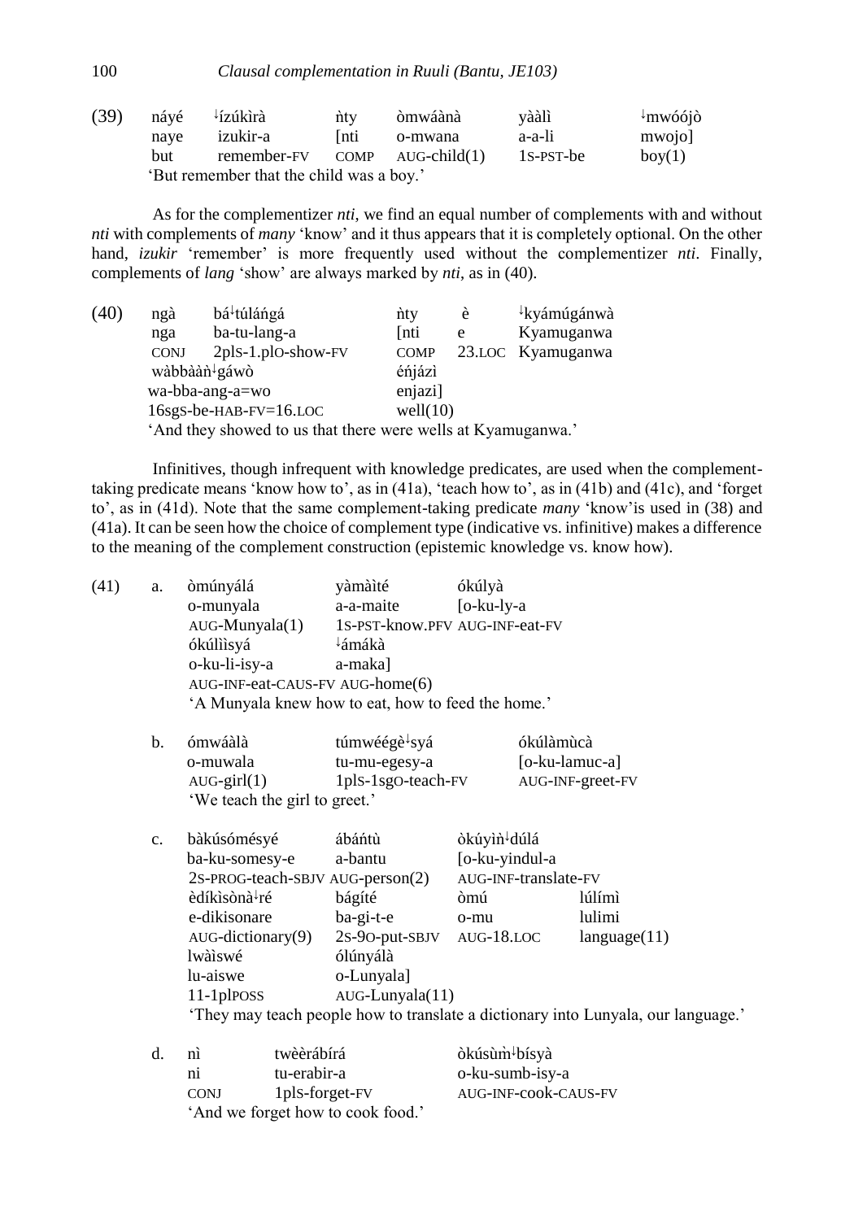(39) náyé ↓ízúkìrà ǹty òmwáànà yààlì ↓mwóójò
naye izukir-a [nti o-mwana a-a-li mwojo]
but remember-FV COMP AUG-child(1) 1S-PST-be boy(1)
'But remember that the child was a boy.'

As for the complementizer *nti*, we find an equal number of complements with and without *nti* with complements of *many* 'know' and it thus appears that it is completely optional. On the other hand, *izukir* 'remember' is more frequently used without the complementizer *nti*. Finally, complements of *lang* 'show' are always marked by *nti*, as in (40).

(40) ngà bá↓túláńgá ǹty è ↓kyámúgánwà
nga ba-tu-lang-a [nti e Kyamuganwa
CONJ 2pls-1.plO-show-FV COMP 23.LOC Kyamuganwa
wàbbààǹ↓gáwò éńjázì
wa-bba-ang-a=wo enjazi]
16sgS-be-HAB-FV=16.LOC well(10)
'And they showed to us that there were wells at Kyamuganwa.'

Infinitives, though infrequent with knowledge predicates, are used when the complement-taking predicate means 'know how to', as in (41a), 'teach how to', as in (41b) and (41c), and 'forget to', as in (41d). Note that the same complement-taking predicate *many* 'know'is used in (38) and (41a). It can be seen how the choice of complement type (indicative vs. infinitive) makes a difference to the meaning of the complement construction (epistemic knowledge vs. know how).

(41) a. òmúnyálá yàmàìté ókúlyà
o-munyala a-a-maite [o-ku-ly-a
AUG-Munyala(1) 1S-PST-know.PFV AUG-INF-eat-FV
ókúlìisyá ↓ámákà
o-ku-li-isy-a a-maka]
AUG-INF-eat-CAUS-FV AUG-home(6)
'A Munyala knew how to eat, how to feed the home.'

b. ómwáàlà túmwéégè↓syá ókúlàmùcà
o-muwala tu-mu-egesy-a [o-ku-lamuc-a]
AUG-girl(1) 1pls-1sgO-teach-FV AUG-INF-greet-FV
'We teach the girl to greet.'

c. bàkúsómésyé ábáńtù òkúyìǹ↓dúlá
ba-ku-somesy-e a-bantu [o-ku-yindul-a
2S-PROG-teach-SBJV AUG-person(2) AUG-INF-translate-FV
èdíkìsònà↓ré bágíté òmú lúlímì
e-dikisonare ba-gi-t-e o-mu lulimi
AUG-dictionary(9) 2S-9O-put-SBJV AUG-18.LOC language(11)
lwàìswé ólúnyálà
lu-aiswe o-Lunyala]
11-1plPOSS AUG-Lunyala(11)
'They may teach people how to translate a dictionary into Lunyala, our language.'

d. nì twèèrábírá òkúsùm↓bísyà
ni tu-erabir-a o-ku-sumb-isy-a
CONJ 1pls-forget-FV AUG-INF-cook-CAUS-FV
'And we forget how to cook food.'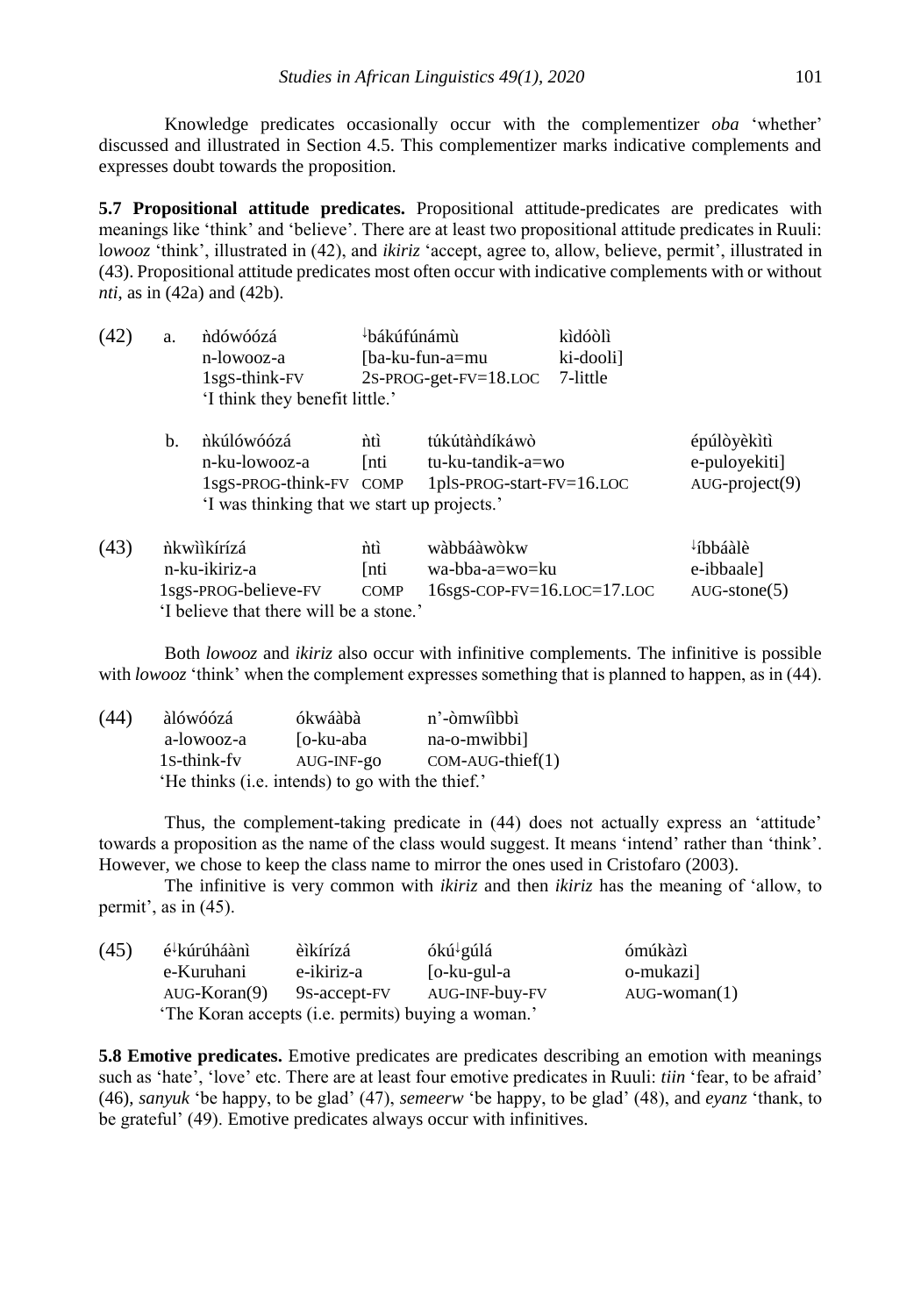Knowledge predicates occasionally occur with the complementizer *oba* 'whether' discussed and illustrated in Section 4.5. This complementizer marks indicative complements and expresses doubt towards the proposition.

**5.7 Propositional attitude predicates.** Propositional attitude-predicates are predicates with meanings like 'think' and 'believe'. There are at least two propositional attitude predicates in Ruuli: l*owooz* 'think', illustrated in (42), and *ikiriz* 'accept, agree to, allow, believe, permit', illustrated in (43). Propositional attitude predicates most often occur with indicative complements with or without *nti*, as in (42a) and (42b).

| (42) | a. | ǹdówóózá | ꜜbákúfúnámù | kìdóòlì | |
|---|---|---|---|---|---|
| | | n-lowooz-a | [ba-ku-fun-a=mu | ki-dooli] | |
| | | 1sgS-think-FV | 2S-PROG-get-FV=18.LOC | 7-little | |
| | | 'I think they benefit little.' | | | |
| | b. | ǹkúlówóózá | ǹtì | túkútàǹdíkáwò | épúlòyèkìtì |
| | | n-ku-lowooz-a | [nti | tu-ku-tandik-a=wo | e-puloyekiti] |
| | | 1sgS-PROG-think-FV | COMP | 1plS-PROG-start-FV=16.LOC | AUG-project(9) |
| | | 'I was thinking that we start up projects.' | | | |

| (43) | ǹkwììkírízá | ǹtì | wàbbááwòkw | ꜜíbbáàlè |
|---|---|---|---|---|
| | n-ku-ikiriz-a | [nti | wa-bba-a=wo=ku | e-ibbaale] |
| | 1sgS-PROG-believe-FV | COMP | 16sgS-COP-FV=16.LOC=17.LOC | AUG-stone(5) |
| | 'I believe that there will be a stone.' | | | |

Both *lowooz* and *ikiriz* also occur with infinitive complements. The infinitive is possible with *lowooz* 'think' when the complement expresses something that is planned to happen, as in (44).

| (44) | àlówóózá | ókwáàbà | n'-òmwîbbì |
|---|---|---|---|
| | a-lowooz-a | [o-ku-aba | na-o-mwibbi] |
| | 1S-think-FV | AUG-INF-go | COM-AUG-thief(1) |
| | 'He thinks (i.e. intends) to go with the thief.' | | |

Thus, the complement-taking predicate in (44) does not actually express an 'attitude' towards a proposition as the name of the class would suggest. It means 'intend' rather than 'think'. However, we chose to keep the class name to mirror the ones used in Cristofaro (2003).

The infinitive is very common with *ikiriz* and then *ikiriz* has the meaning of 'allow, to permit', as in (45).

| (45) | éꜜkúrúháànì | èìkírízá | ókúꜜgúlá | ómúkàzì |
|---|---|---|---|---|
| | e-Kuruhani | e-ikiriz-a | [o-ku-gul-a | o-mukazi] |
| | AUG-Koran(9) | 9S-accept-FV | AUG-INF-buy-FV | AUG-woman(1) |
| | 'The Koran accepts (i.e. permits) buying a woman.' | | | |

**5.8 Emotive predicates.** Emotive predicates are predicates describing an emotion with meanings such as 'hate', 'love' etc. There are at least four emotive predicates in Ruuli: *tiin* 'fear, to be afraid' (46), *sanyuk* 'be happy, to be glad' (47), *semeerw* 'be happy, to be glad' (48), and *eyanz* 'thank, to be grateful' (49). Emotive predicates always occur with infinitives.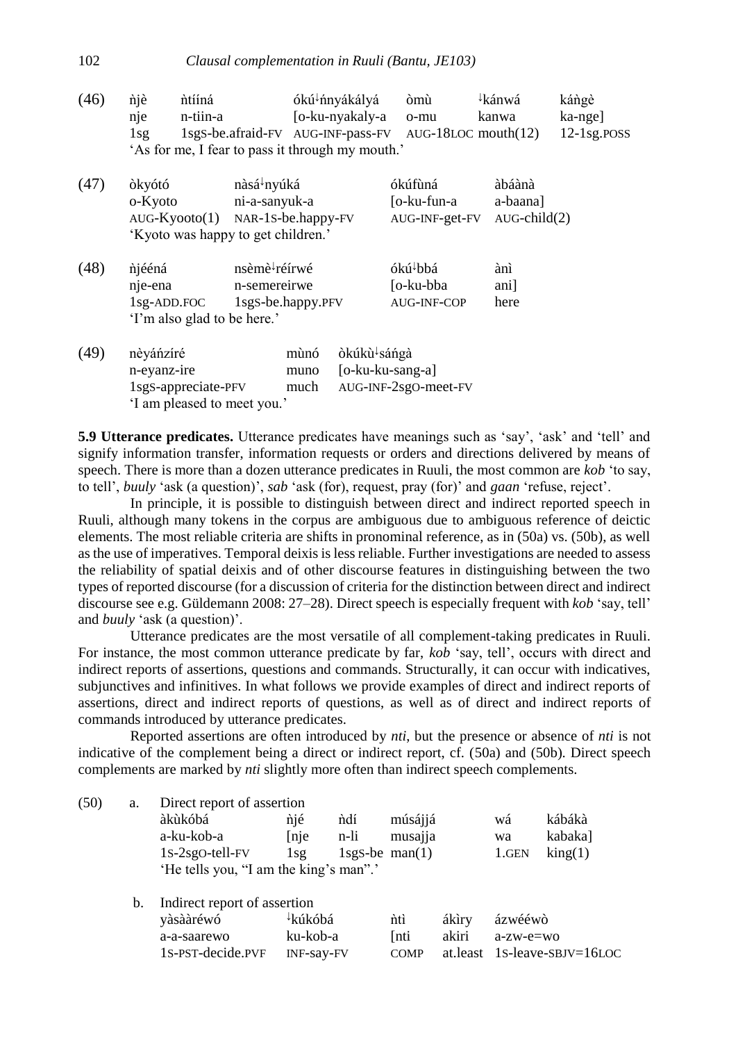(46) ǹjè ǹtííná ókú↓ńnyákályá òmù ↓kánwá káǹgè
nje n-tiin-a [o-ku-nyakaly-a o-mu kanwa ka-nge]
1sg 1sgS-be.afraid-FV AUG-INF-pass-FV AUG-18LOC mouth(12) 12-1sg.POSS
'As for me, I fear to pass it through my mouth.'

(47) òkyótó nàsá↓nyúká ókúfùná àbáànà
o-Kyoto ni-a-sanyuk-a [o-ku-fun-a a-baana]
AUG-Kyooto(1) NAR-1S-be.happy-FV AUG-INF-get-FV AUG-child(2)
'Kyoto was happy to get children.'

(48) ǹjéénà nsèmè↓réírwé ókú↓bbá ànì
nje-ena n-semereirwe [o-ku-bba ani]
1sg-ADD.FOC 1sgS-be.happy.PFV AUG-INF-COP here
'I'm also glad to be here.'

(49) nèyáńzíré mùnó òkúkù↓sáńgà
n-eyanz-ire muno [o-ku-ku-sang-a]
1sgS-appreciate-PFV much AUG-INF-2sgO-meet-FV
'I am pleased to meet you.'

**5.9 Utterance predicates.** Utterance predicates have meanings such as 'say', 'ask' and 'tell' and signify information transfer, information requests or orders and directions delivered by means of speech. There is more than a dozen utterance predicates in Ruuli, the most common are *kob* 'to say, to tell', *buuly* 'ask (a question)', *sab* 'ask (for), request, pray (for)' and *gaan* 'refuse, reject'.

In principle, it is possible to distinguish between direct and indirect reported speech in Ruuli, although many tokens in the corpus are ambiguous due to ambiguous reference of deictic elements. The most reliable criteria are shifts in pronominal reference, as in (50a) vs. (50b), as well as the use of imperatives. Temporal deixis is less reliable. Further investigations are needed to assess the reliability of spatial deixis and of other discourse features in distinguishing between the two types of reported discourse (for a discussion of criteria for the distinction between direct and indirect discourse see e.g. Güldemann 2008: 27–28). Direct speech is especially frequent with *kob* 'say, tell' and *buuly* 'ask (a question)'.

Utterance predicates are the most versatile of all complement-taking predicates in Ruuli. For instance, the most common utterance predicate by far, *kob* 'say, tell', occurs with direct and indirect reports of assertions, questions and commands. Structurally, it can occur with indicatives, subjunctives and infinitives. In what follows we provide examples of direct and indirect reports of assertions, direct and indirect reports of questions, as well as of direct and indirect reports of commands introduced by utterance predicates.

Reported assertions are often introduced by *nti*, but the presence or absence of *nti* is not indicative of the complement being a direct or indirect report, cf. (50a) and (50b). Direct speech complements are marked by *nti* slightly more often than indirect speech complements.

(50) a. Direct report of assertion
àkùkóbá ǹjé ǹdí músájjá wá kábákà
a-ku-kob-a [nje n-li musajja wa kabaka]
1S-2sgO-tell-FV 1sg 1sgS-be man(1) 1.GEN king(1)
'He tells you, "I am the king's man".'

b. Indirect report of assertion
yàsààréwó ↓kúkóbá ǹtì ákìry ázwééwò
a-a-saarewo ku-kob-a [nti akiri a-zw-e=wo
1S-PST-decide.PVF INF-say-FV COMP at.least 1S-leave-SBJV=16LOC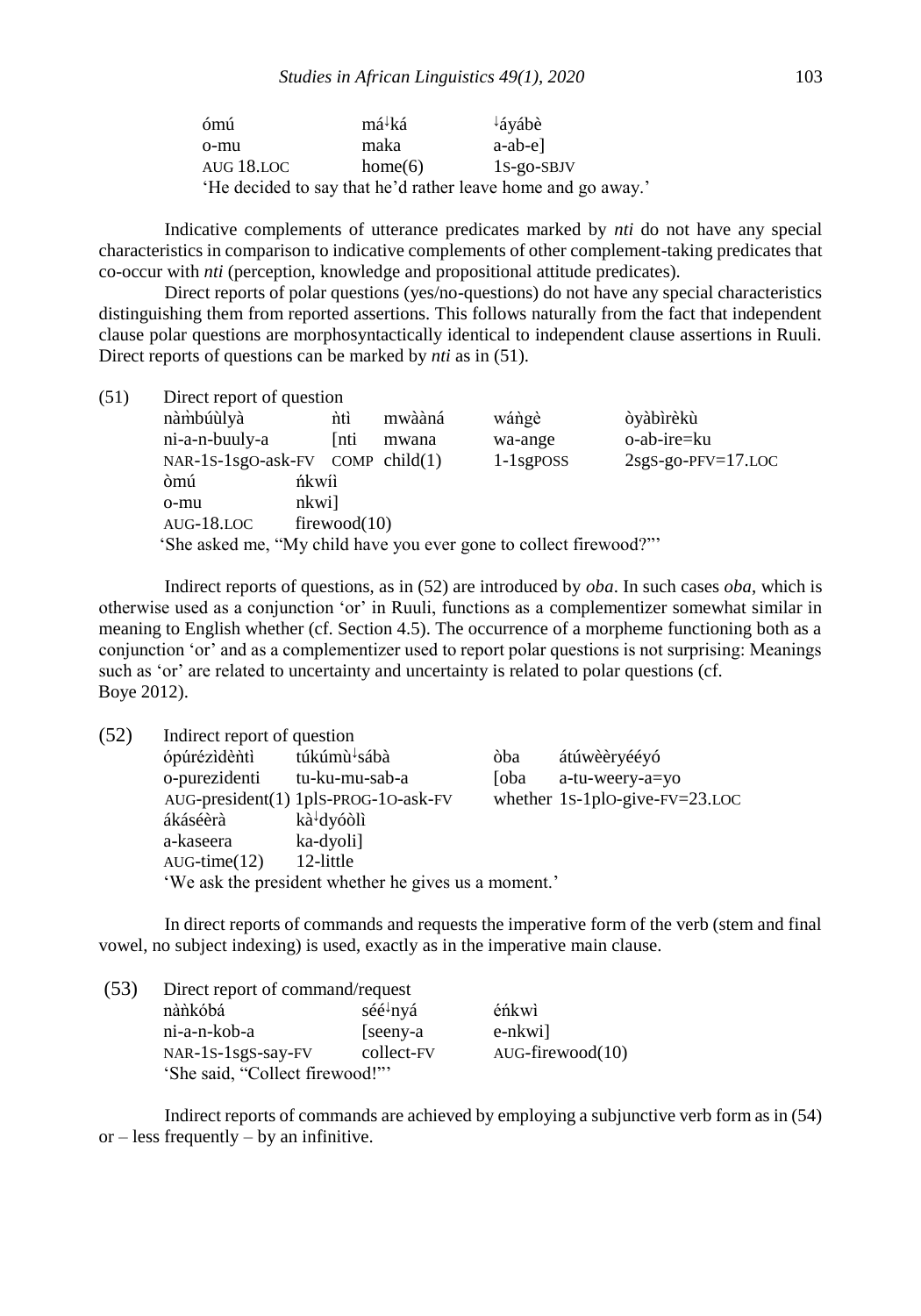| ómú | má↓ká | ↓áyábè |
|---|---|---|
| o-mu | maka | a-ab-e] |
| AUG 18.LOC | home(6) | 1S-go-SBJV |

'He decided to say that he'd rather leave home and go away.'

Indicative complements of utterance predicates marked by *nti* do not have any special characteristics in comparison to indicative complements of other complement-taking predicates that co-occur with *nti* (perception, knowledge and propositional attitude predicates).

Direct reports of polar questions (yes/no-questions) do not have any special characteristics distinguishing them from reported assertions. This follows naturally from the fact that independent clause polar questions are morphosyntactically identical to independent clause assertions in Ruuli. Direct reports of questions can be marked by *nti* as in (51).

(51) Direct report of question

| nàm̀búùlyà | ǹtì | mwààná | wáǹgè | òyàbìrèkù |
|---|---|---|---|---|
| ni-a-n-buuly-a | [nti | mwana | wa-ange | o-ab-ire=ku |
| NAR-1S-1sgO-ask-FV | COMP | child(1) | 1-1sgPOSS | 2sgS-go-PFV=17.LOC |
| òmú | ńkwíì | | | |
| o-mu | nkwi] | | | |
| AUG-18.LOC | firewood(10) | | | |

'She asked me, "My child have you ever gone to collect firewood?"'

Indirect reports of questions, as in (52) are introduced by *oba*. In such cases *oba*, which is otherwise used as a conjunction 'or' in Ruuli, functions as a complementizer somewhat similar in meaning to English whether (cf. Section 4.5). The occurrence of a morpheme functioning both as a conjunction 'or' and as a complementizer used to report polar questions is not surprising: Meanings such as 'or' are related to uncertainty and uncertainty is related to polar questions (cf. Boye 2012).

(52) Indirect report of question

| ópúrézìdèǹtì | túkúmù↓sábà | òba | átúwèèryééyó |
|---|---|---|---|
| o-purezidenti | tu-ku-mu-sab-a | [oba | a-tu-weery-a=yo |
| AUG-president(1) | 1plS-PROG-1O-ask-FV | whether | 1S-1plO-give-FV=23.LOC |
| ákáséèrà | kà↓dyóòlì | | |
| a-kaseera | ka-dyoli] | | |
| AUG-time(12) | 12-little | | |

'We ask the president whether he gives us a moment.'

In direct reports of commands and requests the imperative form of the verb (stem and final vowel, no subject indexing) is used, exactly as in the imperative main clause.

(53) Direct report of command/request

| nàǹkóbá | séé↓nyá | éńkwì |
|---|---|---|
| ni-a-n-kob-a | [seeny-a | e-nkwi] |
| NAR-1S-1sgS-say-FV | collect-FV | AUG-firewood(10) |

'She said, "Collect firewood!"'

Indirect reports of commands are achieved by employing a subjunctive verb form as in (54) or – less frequently – by an infinitive.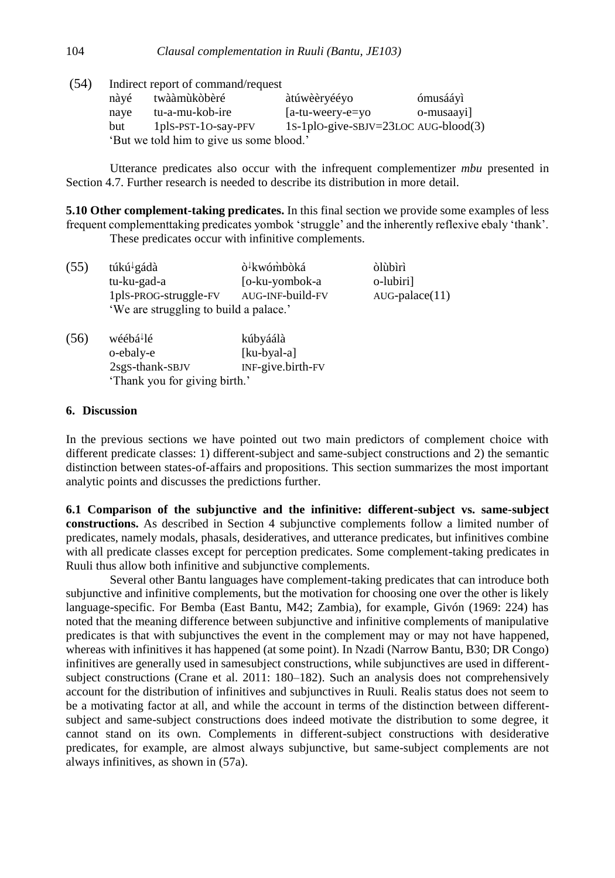(54) Indirect report of command/request

| | | | |
|---|---|---|---|
| nàyé | twààmùkòbèré | àtúwèèryééyo | ómusááyì |
| naye | tu-a-mu-kob-ire | [a-tu-weery-e=yo | o-musaayi] |
| but | 1plS-PST-1O-say-PFV | 1S-1plO-give-SBJV=23LOC | AUG-blood(3) |

'But we told him to give us some blood.'

Utterance predicates also occur with the infrequent complementizer *mbu* presented in Section 4.7. Further research is needed to describe its distribution in more detail.

**5.10 Other complement-taking predicates.** In this final section we provide some examples of less frequent complementtaking predicates yombok 'struggle' and the inherently reflexive ebaly 'thank'. These predicates occur with infinitive complements.

(55)

| | | |
|---|---|---|
| túkú↓gádà | ò↓kwóm̀bòká | òlùbìrì |
| tu-ku-gad-a | [o-ku-yombok-a | o-lubiri] |
| 1plS-PROG-struggle-FV | AUG-INF-build-FV | AUG-palace(11) |

'We are struggling to build a palace.'

(56)

| | |
|---|---|
| wéébá↓lé | kúbyáálà |
| o-ebaly-e | [ku-byal-a] |
| 2sgS-thank-SBJV | INF-give.birth-FV |

'Thank you for giving birth.'

## 6. Discussion

In the previous sections we have pointed out two main predictors of complement choice with different predicate classes: 1) different-subject and same-subject constructions and 2) the semantic distinction between states-of-affairs and propositions. This section summarizes the most important analytic points and discusses the predictions further.

**6.1 Comparison of the subjunctive and the infinitive: different-subject vs. same-subject constructions.** As described in Section 4 subjunctive complements follow a limited number of predicates, namely modals, phasals, desideratives, and utterance predicates, but infinitives combine with all predicate classes except for perception predicates. Some complement-taking predicates in Ruuli thus allow both infinitive and subjunctive complements.

Several other Bantu languages have complement-taking predicates that can introduce both subjunctive and infinitive complements, but the motivation for choosing one over the other is likely language-specific. For Bemba (East Bantu, M42; Zambia), for example, Givón (1969: 224) has noted that the meaning difference between subjunctive and infinitive complements of manipulative predicates is that with subjunctives the event in the complement may or may not have happened, whereas with infinitives it has happened (at some point). In Nzadi (Narrow Bantu, B30; DR Congo) infinitives are generally used in samesubject constructions, while subjunctives are used in different-subject constructions (Crane et al. 2011: 180–182). Such an analysis does not comprehensively account for the distribution of infinitives and subjunctives in Ruuli. Realis status does not seem to be a motivating factor at all, and while the account in terms of the distinction between different-subject and same-subject constructions does indeed motivate the distribution to some degree, it cannot stand on its own. Complements in different-subject constructions with desiderative predicates, for example, are almost always subjunctive, but same-subject complements are not always infinitives, as shown in (57a).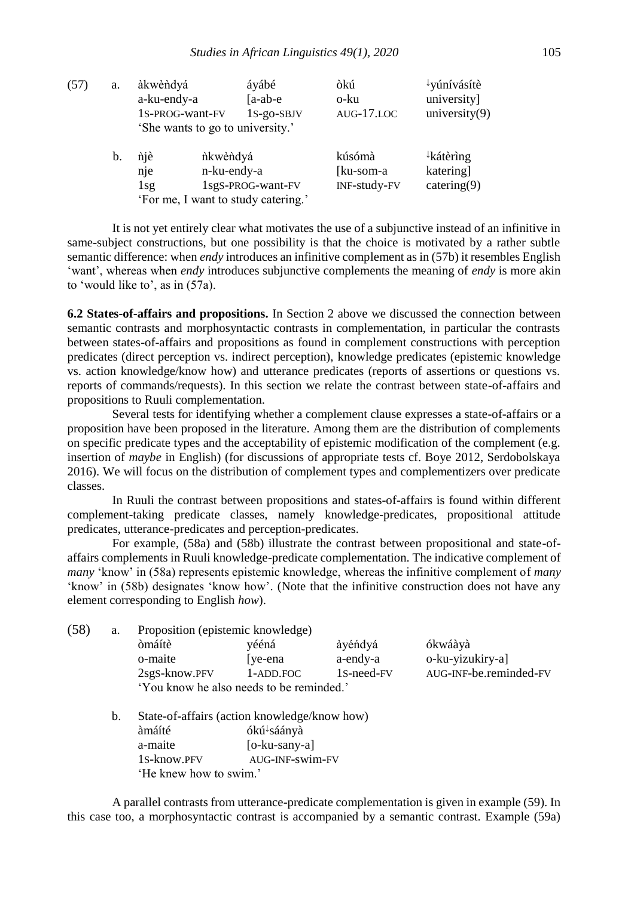(57) a. àkwèǹdyá áyábé òkú ↓yúnívásítè
a-ku-endy-a [a-ab-e o-ku university]
1S-PROG-want-FV 1S-go-SBJV AUG-17.LOC university(9)
'She wants to go to university.'

b. ǹjè ǹkwèǹdyá kúsómà ↓kátèrìng
nje n-ku-endy-a [ku-som-a katering]
1sg 1sgS-PROG-want-FV INF-study-FV catering(9)
'For me, I want to study catering.'

It is not yet entirely clear what motivates the use of a subjunctive instead of an infinitive in same-subject constructions, but one possibility is that the choice is motivated by a rather subtle semantic difference: when *endy* introduces an infinitive complement as in (57b) it resembles English 'want', whereas when *endy* introduces subjunctive complements the meaning of *endy* is more akin to 'would like to', as in (57a).

**6.2 States-of-affairs and propositions.** In Section 2 above we discussed the connection between semantic contrasts and morphosyntactic contrasts in complementation, in particular the contrasts between states-of-affairs and propositions as found in complement constructions with perception predicates (direct perception vs. indirect perception), knowledge predicates (epistemic knowledge vs. action knowledge/know how) and utterance predicates (reports of assertions or questions vs. reports of commands/requests). In this section we relate the contrast between state-of-affairs and propositions to Ruuli complementation.

Several tests for identifying whether a complement clause expresses a state-of-affairs or a proposition have been proposed in the literature. Among them are the distribution of complements on specific predicate types and the acceptability of epistemic modification of the complement (e.g. insertion of *maybe* in English) (for discussions of appropriate tests cf. Boye 2012, Serdobolskaya 2016). We will focus on the distribution of complement types and complementizers over predicate classes.

In Ruuli the contrast between propositions and states-of-affairs is found within different complement-taking predicate classes, namely knowledge-predicates, propositional attitude predicates, utterance-predicates and perception-predicates.

For example, (58a) and (58b) illustrate the contrast between propositional and state-of-affairs complements in Ruuli knowledge-predicate complementation. The indicative complement of *many* 'know' in (58a) represents epistemic knowledge, whereas the infinitive complement of *many* 'know' in (58b) designates 'know how'. (Note that the infinitive construction does not have any element corresponding to English *how*).

(58) a. Proposition (epistemic knowledge)
òmáítè yééná àyéńdyá ókwáàyà
o-maite [ye-ena a-endy-a o-ku-yizukiry-a]
2sgS-know.PFV 1-ADD.FOC 1S-need-FV AUG-INF-be.reminded-FV
'You know he also needs to be reminded.'

b. State-of-affairs (action knowledge/know how)
àmáíté ókú↓sáányà
a-maite [o-ku-sany-a]
1S-know.PFV AUG-INF-swim-FV
'He knew how to swim.'

A parallel contrasts from utterance-predicate complementation is given in example (59). In this case too, a morphosyntactic contrast is accompanied by a semantic contrast. Example (59a)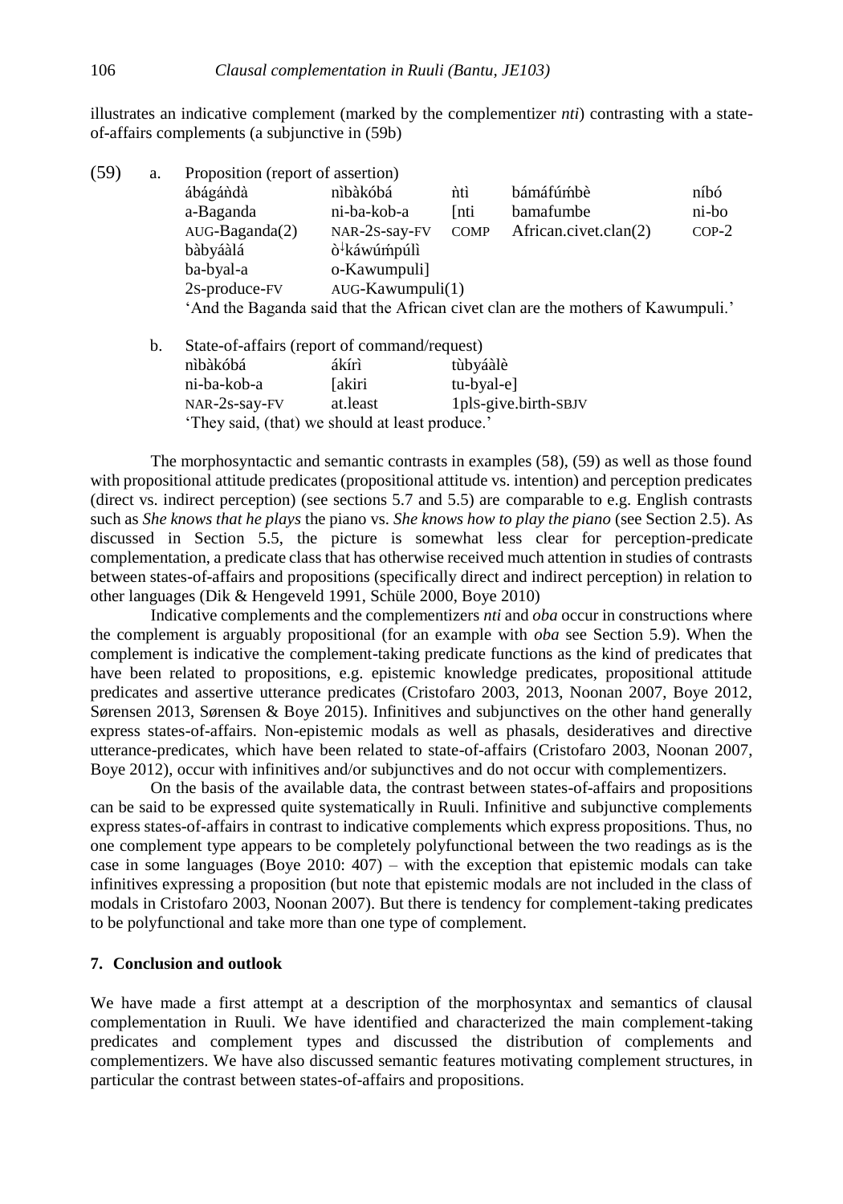illustrates an indicative complement (marked by the complementizer *nti*) contrasting with a state-of-affairs complements (a subjunctive in (59b)

(59) a. Proposition (report of assertion)

| ábágáǹdà | nìbàkóbá | ǹtì | bámáfúḿbè | níbó |
|---|---|---|---|---|
| a-Baganda | ni-ba-kob-a | [nti | bamafumbe | ni-bo |
| AUG-Baganda(2) | NAR-2S-say-FV | COMP | African.civet.clan(2) | COP-2 |
| bàbyáàlá | ò↓káwúḿpúlì | | | |
| ba-byal-a | o-Kawumpuli] | | | |
| 2S-produce-FV | AUG-Kawumpuli(1) | | | |

'And the Baganda said that the African civet clan are the mothers of Kawumpuli.'

b. State-of-affairs (report of command/request)

| nìbàkóbá | ákírì | tùbyáàlè |
|---|---|---|
| ni-ba-kob-a | [akiri | tu-byal-e] |
| NAR-2s-say-FV | at.least | 1plS-give.birth-SBJV |

'They said, (that) we should at least produce.'

The morphosyntactic and semantic contrasts in examples (58), (59) as well as those found with propositional attitude predicates (propositional attitude vs. intention) and perception predicates (direct vs. indirect perception) (see sections 5.7 and 5.5) are comparable to e.g. English contrasts such as *She knows that he plays* the piano vs. *She knows how to play the piano* (see Section 2.5). As discussed in Section 5.5, the picture is somewhat less clear for perception-predicate complementation, a predicate class that has otherwise received much attention in studies of contrasts between states-of-affairs and propositions (specifically direct and indirect perception) in relation to other languages (Dik & Hengeveld 1991, Schüle 2000, Boye 2010)

Indicative complements and the complementizers *nti* and *oba* occur in constructions where the complement is arguably propositional (for an example with *oba* see Section 5.9). When the complement is indicative the complement-taking predicate functions as the kind of predicates that have been related to propositions, e.g. epistemic knowledge predicates, propositional attitude predicates and assertive utterance predicates (Cristofaro 2003, 2013, Noonan 2007, Boye 2012, Sørensen 2013, Sørensen & Boye 2015). Infinitives and subjunctives on the other hand generally express states-of-affairs. Non-epistemic modals as well as phasals, desideratives and directive utterance-predicates, which have been related to state-of-affairs (Cristofaro 2003, Noonan 2007, Boye 2012), occur with infinitives and/or subjunctives and do not occur with complementizers.

On the basis of the available data, the contrast between states-of-affairs and propositions can be said to be expressed quite systematically in Ruuli. Infinitive and subjunctive complements express states-of-affairs in contrast to indicative complements which express propositions. Thus, no one complement type appears to be completely polyfunctional between the two readings as is the case in some languages (Boye 2010: 407) – with the exception that epistemic modals can take infinitives expressing a proposition (but note that epistemic modals are not included in the class of modals in Cristofaro 2003, Noonan 2007). But there is tendency for complement-taking predicates to be polyfunctional and take more than one type of complement.

## 7. Conclusion and outlook

We have made a first attempt at a description of the morphosyntax and semantics of clausal complementation in Ruuli. We have identified and characterized the main complement-taking predicates and complement types and discussed the distribution of complements and complementizers. We have also discussed semantic features motivating complement structures, in particular the contrast between states-of-affairs and propositions.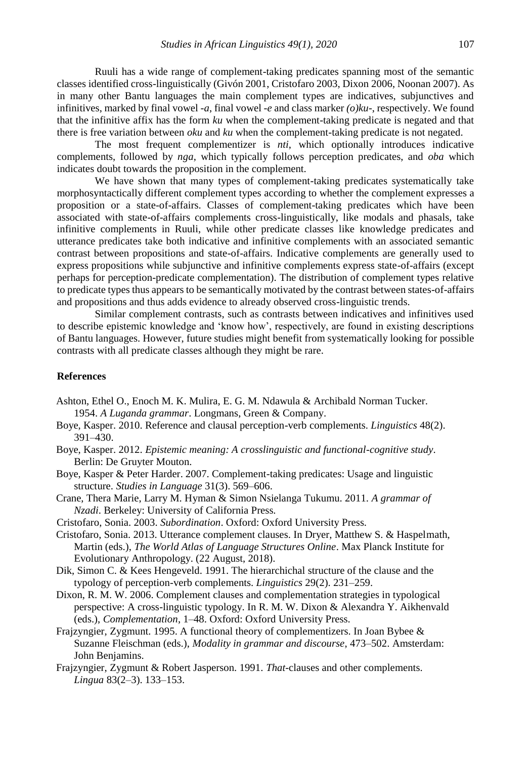Ruuli has a wide range of complement-taking predicates spanning most of the semantic classes identified cross-linguistically (Givón 2001, Cristofaro 2003, Dixon 2006, Noonan 2007). As in many other Bantu languages the main complement types are indicatives, subjunctives and infinitives, marked by final vowel *-a*, final vowel *-e* and class marker *(o)ku-*, respectively. We found that the infinitive affix has the form *ku* when the complement-taking predicate is negated and that there is free variation between *oku* and *ku* when the complement-taking predicate is not negated.

The most frequent complementizer is *nti*, which optionally introduces indicative complements, followed by *nga*, which typically follows perception predicates, and *oba* which indicates doubt towards the proposition in the complement.

We have shown that many types of complement-taking predicates systematically take morphosyntactically different complement types according to whether the complement expresses a proposition or a state-of-affairs. Classes of complement-taking predicates which have been associated with state-of-affairs complements cross-linguistically, like modals and phasals, take infinitive complements in Ruuli, while other predicate classes like knowledge predicates and utterance predicates take both indicative and infinitive complements with an associated semantic contrast between propositions and state-of-affairs. Indicative complements are generally used to express propositions while subjunctive and infinitive complements express state-of-affairs (except perhaps for perception-predicate complementation). The distribution of complement types relative to predicate types thus appears to be semantically motivated by the contrast between states-of-affairs and propositions and thus adds evidence to already observed cross-linguistic trends.

Similar complement contrasts, such as contrasts between indicatives and infinitives used to describe epistemic knowledge and 'know how', respectively, are found in existing descriptions of Bantu languages. However, future studies might benefit from systematically looking for possible contrasts with all predicate classes although they might be rare.

## References

Ashton, Ethel O., Enoch M. K. Mulira, E. G. M. Ndawula & Archibald Norman Tucker. 1954. *A Luganda grammar*. Longmans, Green & Company.

Boye, Kasper. 2010. Reference and clausal perception-verb complements. *Linguistics* 48(2). 391–430.

Boye, Kasper. 2012. *Epistemic meaning: A crosslinguistic and functional-cognitive study*. Berlin: De Gruyter Mouton.

Boye, Kasper & Peter Harder. 2007. Complement-taking predicates: Usage and linguistic structure. *Studies in Language* 31(3). 569–606.

Crane, Thera Marie, Larry M. Hyman & Simon Nsielanga Tukumu. 2011. *A grammar of Nzadi*. Berkeley: University of California Press.

Cristofaro, Sonia. 2003. *Subordination*. Oxford: Oxford University Press.

Cristofaro, Sonia. 2013. Utterance complement clauses. In Dryer, Matthew S. & Haspelmath, Martin (eds.), *The World Atlas of Language Structures Online*. Max Planck Institute for Evolutionary Anthropology. (22 August, 2018).

Dik, Simon C. & Kees Hengeveld. 1991. The hierarchichal structure of the clause and the typology of perception-verb complements. *Linguistics* 29(2). 231–259.

Dixon, R. M. W. 2006. Complement clauses and complementation strategies in typological perspective: A cross-linguistic typology. In R. M. W. Dixon & Alexandra Y. Aikhenvald (eds.), *Complementation*, 1–48. Oxford: Oxford University Press.

Frajzyngier, Zygmunt. 1995. A functional theory of complementizers. In Joan Bybee & Suzanne Fleischman (eds.), *Modality in grammar and discourse*, 473–502. Amsterdam: John Benjamins.

Frajzyngier, Zygmunt & Robert Jasperson. 1991. *That*-clauses and other complements. *Lingua* 83(2–3). 133–153.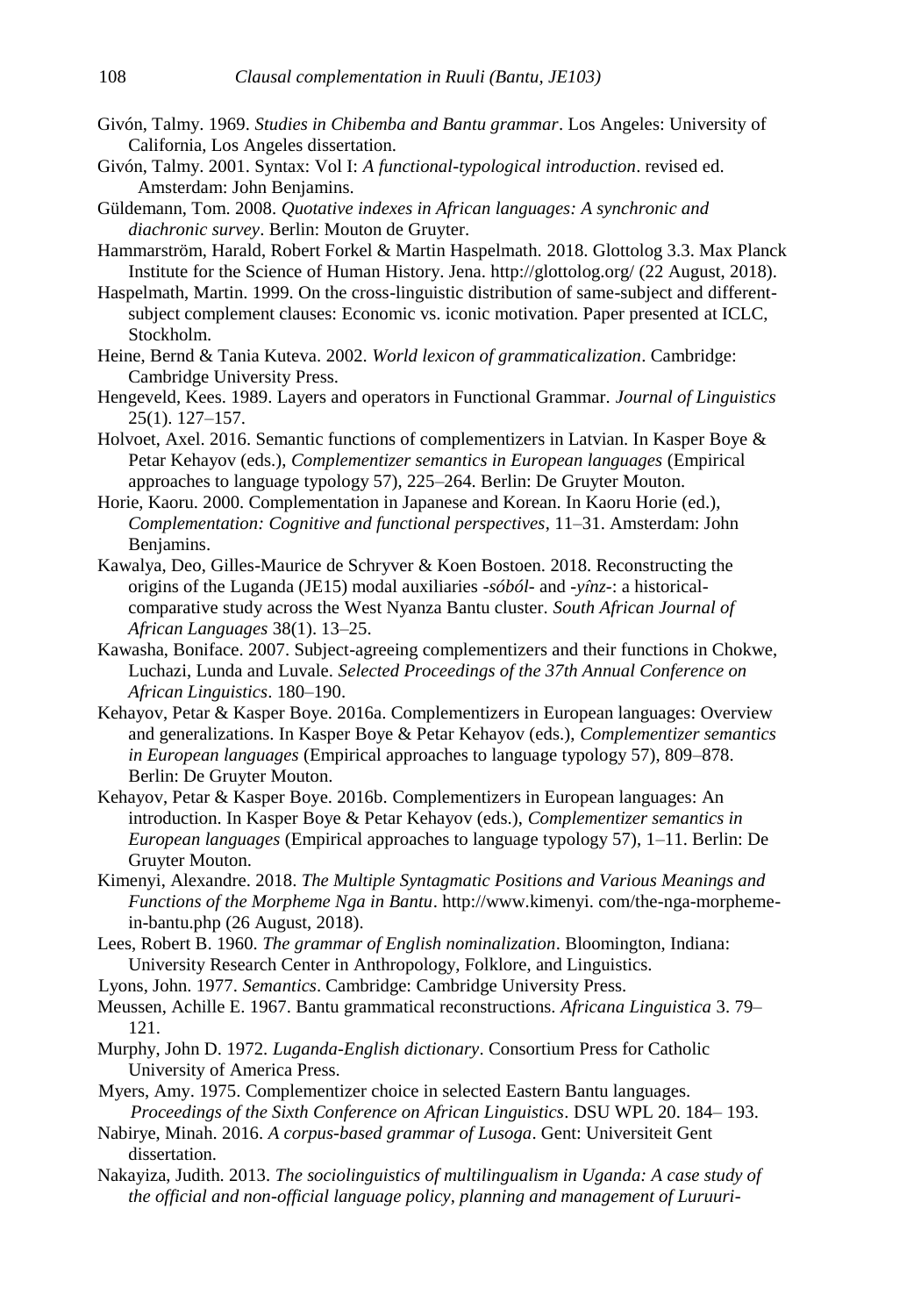Givón, Talmy. 1969. *Studies in Chibemba and Bantu grammar*. Los Angeles: University of California, Los Angeles dissertation.

Givón, Talmy. 2001. Syntax: Vol I: *A functional-typological introduction*. revised ed. Amsterdam: John Benjamins.

Güldemann, Tom. 2008. *Quotative indexes in African languages: A synchronic and diachronic survey*. Berlin: Mouton de Gruyter.

Hammarström, Harald, Robert Forkel & Martin Haspelmath. 2018. Glottolog 3.3. Max Planck Institute for the Science of Human History. Jena. http://glottolog.org/ (22 August, 2018).

Haspelmath, Martin. 1999. On the cross-linguistic distribution of same-subject and different-subject complement clauses: Economic vs. iconic motivation. Paper presented at ICLC, Stockholm.

Heine, Bernd & Tania Kuteva. 2002. *World lexicon of grammaticalization*. Cambridge: Cambridge University Press.

Hengeveld, Kees. 1989. Layers and operators in Functional Grammar. *Journal of Linguistics* 25(1). 127–157.

Holvoet, Axel. 2016. Semantic functions of complementizers in Latvian. In Kasper Boye & Petar Kehayov (eds.), *Complementizer semantics in European languages* (Empirical approaches to language typology 57), 225–264. Berlin: De Gruyter Mouton.

Horie, Kaoru. 2000. Complementation in Japanese and Korean. In Kaoru Horie (ed.), *Complementation: Cognitive and functional perspectives*, 11–31. Amsterdam: John Benjamins.

Kawalya, Deo, Gilles-Maurice de Schryver & Koen Bostoen. 2018. Reconstructing the origins of the Luganda (JE15) modal auxiliaries *-sóból-* and *-yînz-*: a historical-comparative study across the West Nyanza Bantu cluster. *South African Journal of African Languages* 38(1). 13–25.

Kawasha, Boniface. 2007. Subject-agreeing complementizers and their functions in Chokwe, Luchazi, Lunda and Luvale. *Selected Proceedings of the 37th Annual Conference on African Linguistics*. 180–190.

Kehayov, Petar & Kasper Boye. 2016a. Complementizers in European languages: Overview and generalizations. In Kasper Boye & Petar Kehayov (eds.), *Complementizer semantics in European languages* (Empirical approaches to language typology 57), 809–878. Berlin: De Gruyter Mouton.

Kehayov, Petar & Kasper Boye. 2016b. Complementizers in European languages: An introduction. In Kasper Boye & Petar Kehayov (eds.), *Complementizer semantics in European languages* (Empirical approaches to language typology 57), 1–11. Berlin: De Gruyter Mouton.

Kimenyi, Alexandre. 2018. *The Multiple Syntagmatic Positions and Various Meanings and Functions of the Morpheme Nga in Bantu*. http://www.kimenyi. com/the-nga-morpheme-in-bantu.php (26 August, 2018).

Lees, Robert B. 1960. *The grammar of English nominalization*. Bloomington, Indiana: University Research Center in Anthropology, Folklore, and Linguistics.

Lyons, John. 1977. *Semantics*. Cambridge: Cambridge University Press.

Meussen, Achille E. 1967. Bantu grammatical reconstructions. *Africana Linguistica* 3. 79–121.

Murphy, John D. 1972. *Luganda-English dictionary*. Consortium Press for Catholic University of America Press.

Myers, Amy. 1975. Complementizer choice in selected Eastern Bantu languages. *Proceedings of the Sixth Conference on African Linguistics*. DSU WPL 20. 184– 193.

Nabirye, Minah. 2016. *A corpus-based grammar of Lusoga*. Gent: Universiteit Gent dissertation.

Nakayiza, Judith. 2013. *The sociolinguistics of multilingualism in Uganda: A case study of the official and non-official language policy, planning and management of Luruuri-*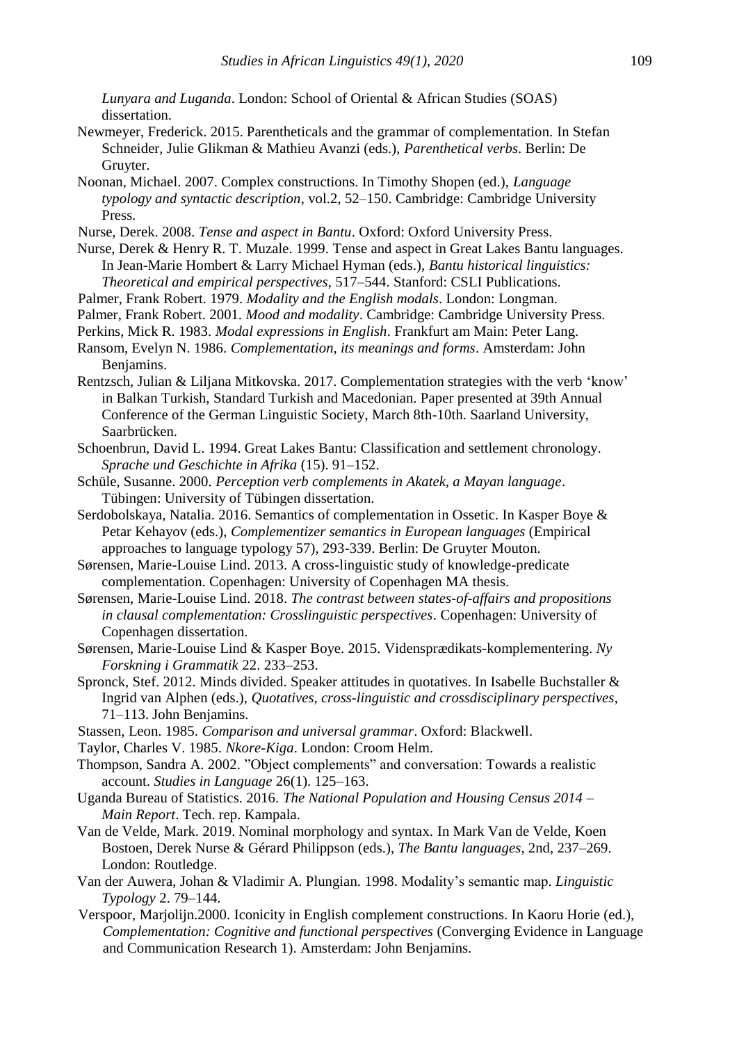*Lunyara and Luganda*. London: School of Oriental & African Studies (SOAS) dissertation.

Newmeyer, Frederick. 2015. Parentheticals and the grammar of complementation. In Stefan Schneider, Julie Glikman & Mathieu Avanzi (eds.), *Parenthetical verbs*. Berlin: De Gruyter.

Noonan, Michael. 2007. Complex constructions. In Timothy Shopen (ed.), *Language typology and syntactic description*, vol.2, 52–150. Cambridge: Cambridge University Press.

Nurse, Derek. 2008. *Tense and aspect in Bantu*. Oxford: Oxford University Press.

Nurse, Derek & Henry R. T. Muzale. 1999. Tense and aspect in Great Lakes Bantu languages. In Jean-Marie Hombert & Larry Michael Hyman (eds.), *Bantu historical linguistics: Theoretical and empirical perspectives*, 517–544. Stanford: CSLI Publications.

Palmer, Frank Robert. 1979. *Modality and the English modals*. London: Longman.

Palmer, Frank Robert. 2001. *Mood and modality*. Cambridge: Cambridge University Press.

Perkins, Mick R. 1983. *Modal expressions in English*. Frankfurt am Main: Peter Lang.

Ransom, Evelyn N. 1986. *Complementation, its meanings and forms*. Amsterdam: John Benjamins.

Rentzsch, Julian & Liljana Mitkovska. 2017. Complementation strategies with the verb 'know' in Balkan Turkish, Standard Turkish and Macedonian. Paper presented at 39th Annual Conference of the German Linguistic Society, March 8th-10th. Saarland University, Saarbrücken.

Schoenbrun, David L. 1994. Great Lakes Bantu: Classification and settlement chronology. *Sprache und Geschichte in Afrika* (15). 91–152.

Schüle, Susanne. 2000. *Perception verb complements in Akatek, a Mayan language*. Tübingen: University of Tübingen dissertation.

Serdobolskaya, Natalia. 2016. Semantics of complementation in Ossetic. In Kasper Boye & Petar Kehayov (eds.), *Complementizer semantics in European languages* (Empirical approaches to language typology 57), 293-339. Berlin: De Gruyter Mouton.

Sørensen, Marie-Louise Lind. 2013. A cross-linguistic study of knowledge-predicate complementation. Copenhagen: University of Copenhagen MA thesis.

Sørensen, Marie-Louise Lind. 2018. *The contrast between states-of-affairs and propositions in clausal complementation: Crosslinguistic perspectives*. Copenhagen: University of Copenhagen dissertation.

Sørensen, Marie-Louise Lind & Kasper Boye. 2015. Vidensprædikats-komplementering. *Ny Forskning i Grammatik* 22. 233–253.

Spronck, Stef. 2012. Minds divided. Speaker attitudes in quotatives. In Isabelle Buchstaller & Ingrid van Alphen (eds.), *Quotatives, cross-linguistic and crossdisciplinary perspectives*, 71–113. John Benjamins.

Stassen, Leon. 1985. *Comparison and universal grammar*. Oxford: Blackwell.

Taylor, Charles V. 1985. *Nkore-Kiga*. London: Croom Helm.

Thompson, Sandra A. 2002. "Object complements" and conversation: Towards a realistic account. *Studies in Language* 26(1). 125–163.

Uganda Bureau of Statistics. 2016. *The National Population and Housing Census 2014 – Main Report*. Tech. rep. Kampala.

Van de Velde, Mark. 2019. Nominal morphology and syntax. In Mark Van de Velde, Koen Bostoen, Derek Nurse & Gérard Philippson (eds.), *The Bantu languages*, 2nd, 237–269. London: Routledge.

Van der Auwera, Johan & Vladimir A. Plungian. 1998. Modality's semantic map. *Linguistic Typology* 2. 79–144.

Verspoor, Marjolijn.2000. Iconicity in English complement constructions. In Kaoru Horie (ed.), *Complementation: Cognitive and functional perspectives* (Converging Evidence in Language and Communication Research 1). Amsterdam: John Benjamins.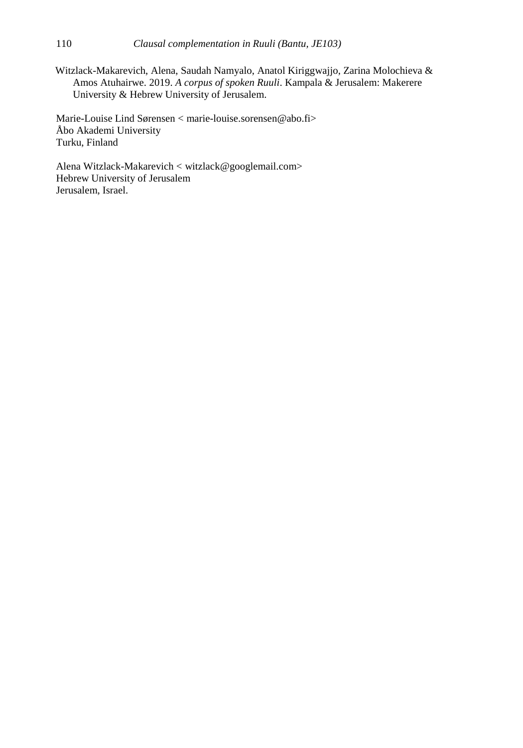Witzlack-Makarevich, Alena, Saudah Namyalo, Anatol Kiriggwajjo, Zarina Molochieva & Amos Atuhairwe. 2019. *A corpus of spoken Ruuli*. Kampala & Jerusalem: Makerere University & Hebrew University of Jerusalem.

Marie-Louise Lind Sørensen < marie-louise.sorensen@abo.fi>
Åbo Akademi University
Turku, Finland

Alena Witzlack-Makarevich < witzlack@googlemail.com>
Hebrew University of Jerusalem
Jerusalem, Israel.